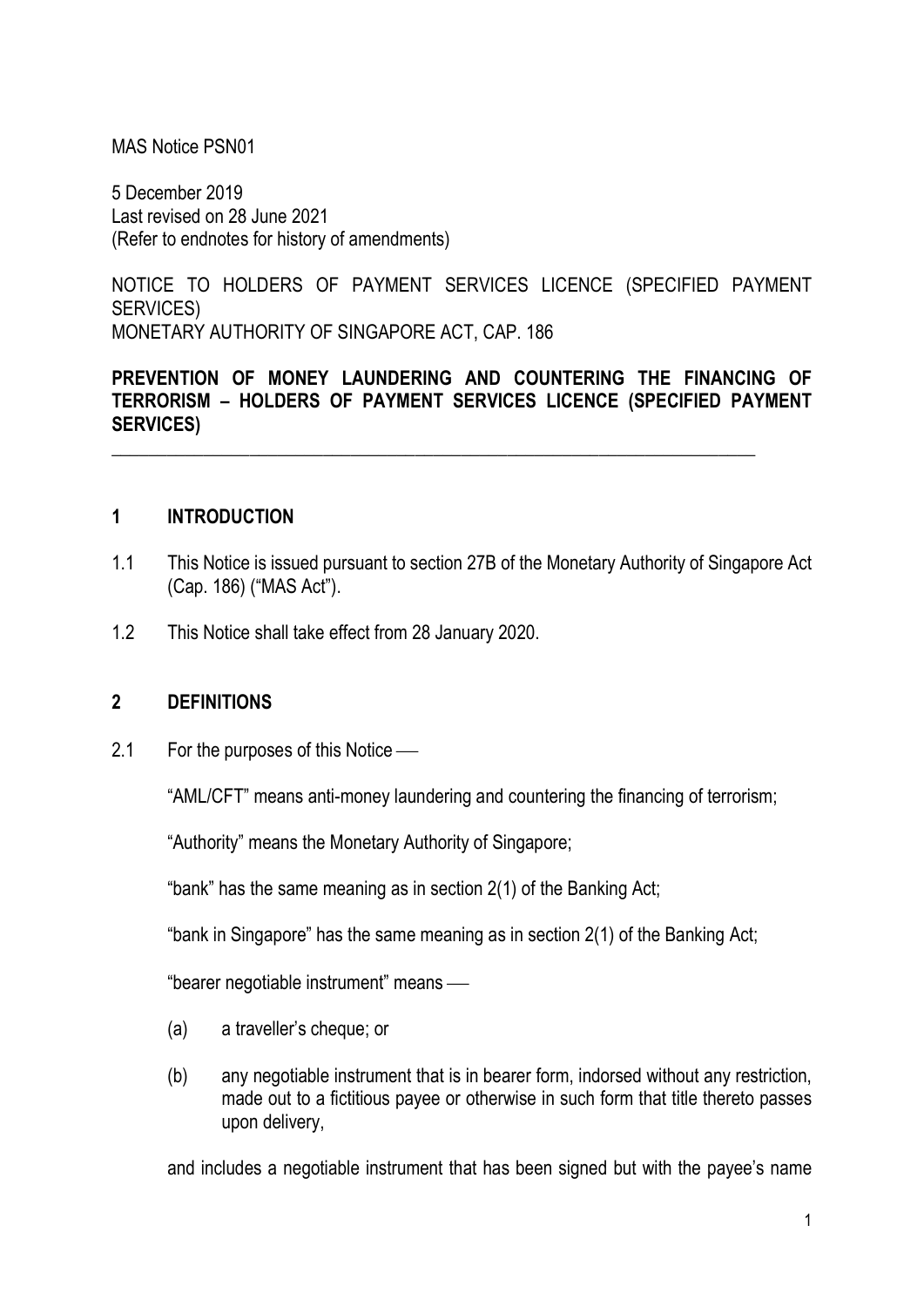MAS Notice PSN01

5 December 2019
Last revised on 28 June 2021
(Refer to endnotes for history of amendments)

NOTICE TO HOLDERS OF PAYMENT SERVICES LICENCE (SPECIFIED PAYMENT SERVICES)
MONETARY AUTHORITY OF SINGAPORE ACT, CAP. 186

**PREVENTION OF MONEY LAUNDERING AND COUNTERING THE FINANCING OF TERRORISM – HOLDERS OF PAYMENT SERVICES LICENCE (SPECIFIED PAYMENT SERVICES)**

---

## 1 INTRODUCTION

1.1 This Notice is issued pursuant to section 27B of the Monetary Authority of Singapore Act (Cap. 186) ("MAS Act").

1.2 This Notice shall take effect from 28 January 2020.

## 2 DEFINITIONS

2.1 For the purposes of this Notice —

"AML/CFT" means anti-money laundering and countering the financing of terrorism;

"Authority" means the Monetary Authority of Singapore;

"bank" has the same meaning as in section 2(1) of the Banking Act;

"bank in Singapore" has the same meaning as in section 2(1) of the Banking Act;

"bearer negotiable instrument" means —

(a) a traveller's cheque; or

(b) any negotiable instrument that is in bearer form, indorsed without any restriction, made out to a fictitious payee or otherwise in such form that title thereto passes upon delivery,

and includes a negotiable instrument that has been signed but with the payee's name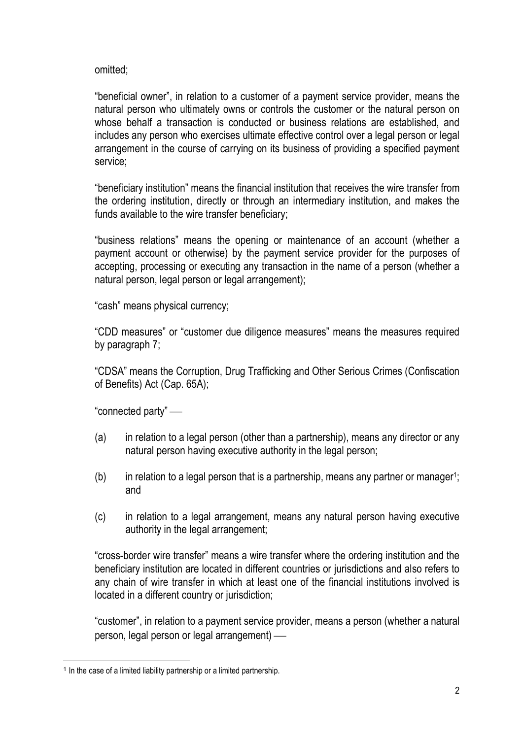omitted;

"beneficial owner", in relation to a customer of a payment service provider, means the natural person who ultimately owns or controls the customer or the natural person on whose behalf a transaction is conducted or business relations are established, and includes any person who exercises ultimate effective control over a legal person or legal arrangement in the course of carrying on its business of providing a specified payment service;

"beneficiary institution" means the financial institution that receives the wire transfer from the ordering institution, directly or through an intermediary institution, and makes the funds available to the wire transfer beneficiary;

"business relations" means the opening or maintenance of an account (whether a payment account or otherwise) by the payment service provider for the purposes of accepting, processing or executing any transaction in the name of a person (whether a natural person, legal person or legal arrangement);

"cash" means physical currency;

"CDD measures" or "customer due diligence measures" means the measures required by paragraph 7;

"CDSA" means the Corruption, Drug Trafficking and Other Serious Crimes (Confiscation of Benefits) Act (Cap. 65A);

"connected party" ––

(a) in relation to a legal person (other than a partnership), means any director or any natural person having executive authority in the legal person;

(b) in relation to a legal person that is a partnership, means any partner or manager[1]; and

(c) in relation to a legal arrangement, means any natural person having executive authority in the legal arrangement;

"cross-border wire transfer" means a wire transfer where the ordering institution and the beneficiary institution are located in different countries or jurisdictions and also refers to any chain of wire transfer in which at least one of the financial institutions involved is located in a different country or jurisdiction;

"customer", in relation to a payment service provider, means a person (whether a natural person, legal person or legal arrangement) ––

---

[1] In the case of a limited liability partnership or a limited partnership.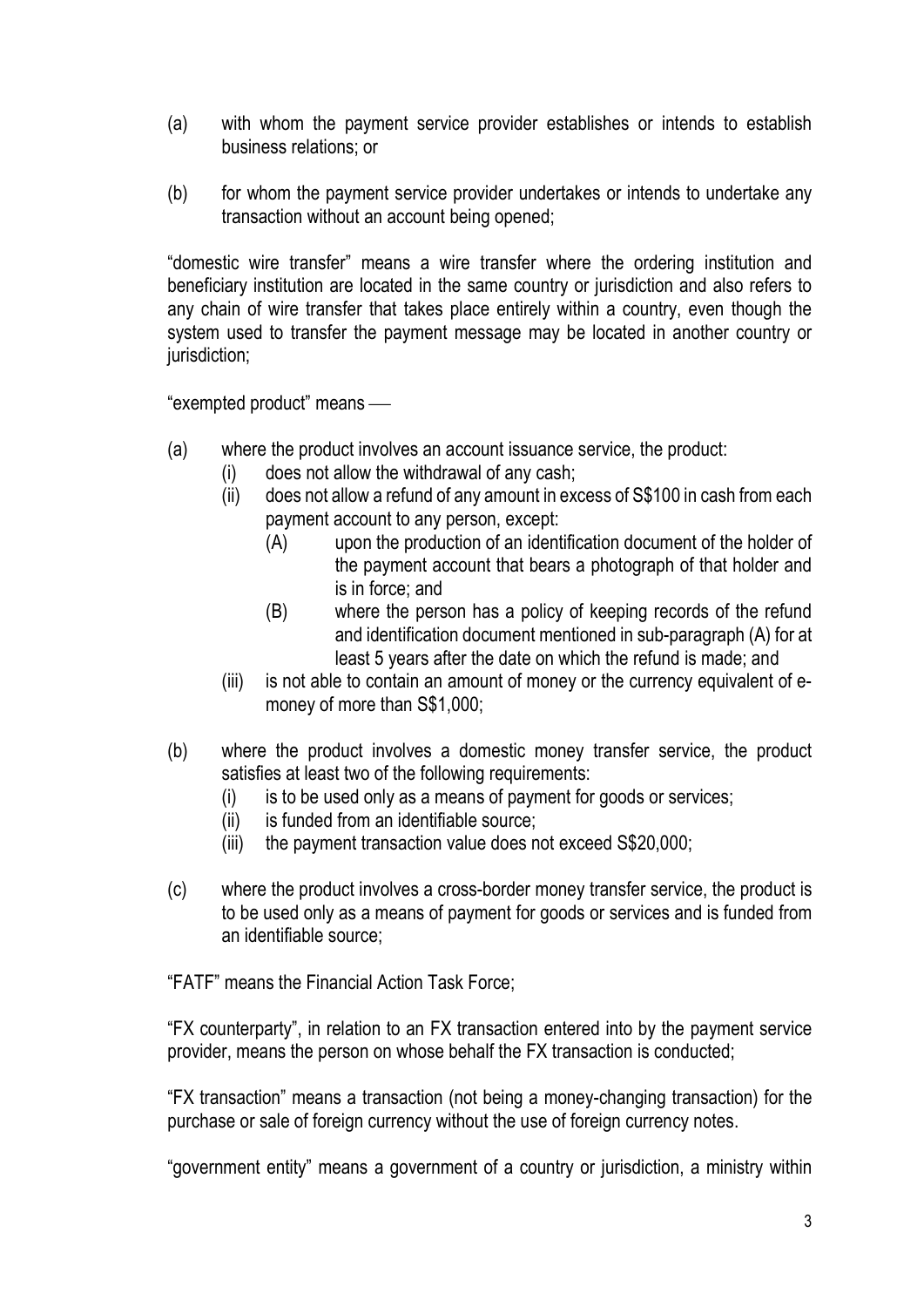(a) with whom the payment service provider establishes or intends to establish business relations; or

(b) for whom the payment service provider undertakes or intends to undertake any transaction without an account being opened;

"domestic wire transfer" means a wire transfer where the ordering institution and beneficiary institution are located in the same country or jurisdiction and also refers to any chain of wire transfer that takes place entirely within a country, even though the system used to transfer the payment message may be located in another country or jurisdiction;

"exempted product" means —

(a) where the product involves an account issuance service, the product:
   (i) does not allow the withdrawal of any cash;
   (ii) does not allow a refund of any amount in excess of S$100 in cash from each payment account to any person, except:
      (A) upon the production of an identification document of the holder of the payment account that bears a photograph of that holder and is in force; and
      (B) where the person has a policy of keeping records of the refund and identification document mentioned in sub-paragraph (A) for at least 5 years after the date on which the refund is made; and
   (iii) is not able to contain an amount of money or the currency equivalent of e-money of more than S$1,000;

(b) where the product involves a domestic money transfer service, the product satisfies at least two of the following requirements:
   (i) is to be used only as a means of payment for goods or services;
   (ii) is funded from an identifiable source;
   (iii) the payment transaction value does not exceed S$20,000;

(c) where the product involves a cross-border money transfer service, the product is to be used only as a means of payment for goods or services and is funded from an identifiable source;

"FATF" means the Financial Action Task Force;

"FX counterparty", in relation to an FX transaction entered into by the payment service provider, means the person on whose behalf the FX transaction is conducted;

"FX transaction" means a transaction (not being a money-changing transaction) for the purchase or sale of foreign currency without the use of foreign currency notes.

"government entity" means a government of a country or jurisdiction, a ministry within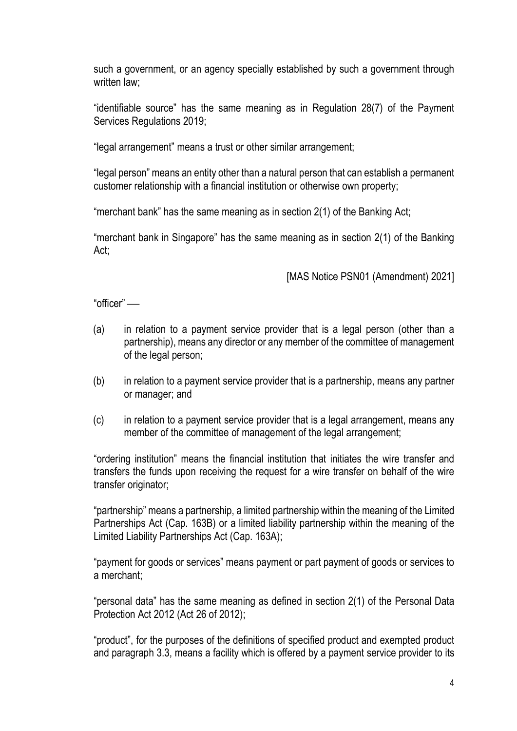such a government, or an agency specially established by such a government through written law;

"identifiable source" has the same meaning as in Regulation 28(7) of the Payment Services Regulations 2019;

"legal arrangement" means a trust or other similar arrangement;

"legal person" means an entity other than a natural person that can establish a permanent customer relationship with a financial institution or otherwise own property;

"merchant bank" has the same meaning as in section 2(1) of the Banking Act;

"merchant bank in Singapore" has the same meaning as in section 2(1) of the Banking Act;

[MAS Notice PSN01 (Amendment) 2021]

"officer" ––

(a) in relation to a payment service provider that is a legal person (other than a partnership), means any director or any member of the committee of management of the legal person;

(b) in relation to a payment service provider that is a partnership, means any partner or manager; and

(c) in relation to a payment service provider that is a legal arrangement, means any member of the committee of management of the legal arrangement;

"ordering institution" means the financial institution that initiates the wire transfer and transfers the funds upon receiving the request for a wire transfer on behalf of the wire transfer originator;

"partnership" means a partnership, a limited partnership within the meaning of the Limited Partnerships Act (Cap. 163B) or a limited liability partnership within the meaning of the Limited Liability Partnerships Act (Cap. 163A);

"payment for goods or services" means payment or part payment of goods or services to a merchant;

"personal data" has the same meaning as defined in section 2(1) of the Personal Data Protection Act 2012 (Act 26 of 2012);

"product", for the purposes of the definitions of specified product and exempted product and paragraph 3.3, means a facility which is offered by a payment service provider to its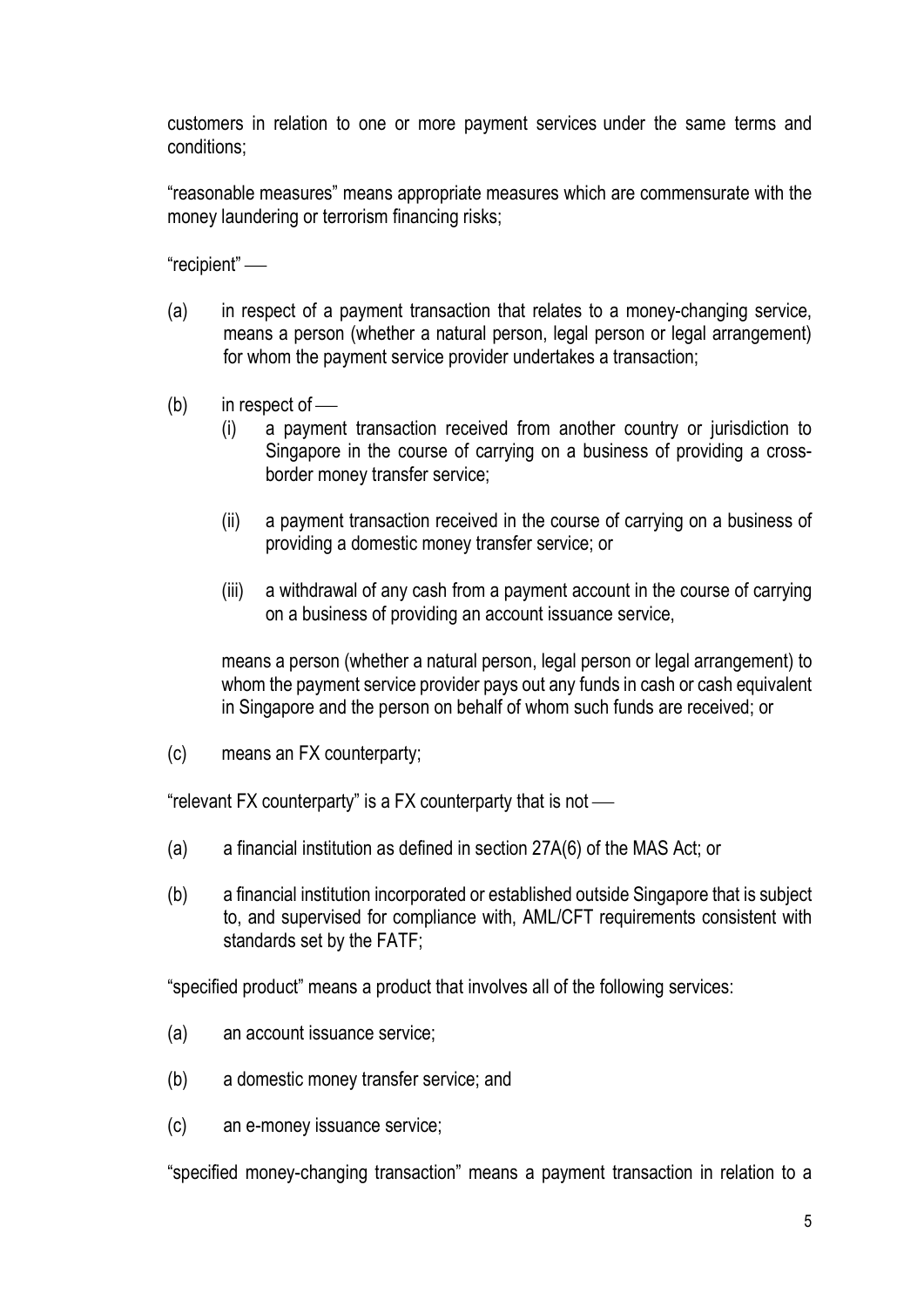customers in relation to one or more payment services under the same terms and conditions;

"reasonable measures" means appropriate measures which are commensurate with the money laundering or terrorism financing risks;

"recipient" —

(a) in respect of a payment transaction that relates to a money-changing service, means a person (whether a natural person, legal person or legal arrangement) for whom the payment service provider undertakes a transaction;

(b) in respect of —

  (i) a payment transaction received from another country or jurisdiction to Singapore in the course of carrying on a business of providing a cross-border money transfer service;

  (ii) a payment transaction received in the course of carrying on a business of providing a domestic money transfer service; or

  (iii) a withdrawal of any cash from a payment account in the course of carrying on a business of providing an account issuance service,

  means a person (whether a natural person, legal person or legal arrangement) to whom the payment service provider pays out any funds in cash or cash equivalent in Singapore and the person on behalf of whom such funds are received; or

(c) means an FX counterparty;

"relevant FX counterparty" is a FX counterparty that is not —

(a) a financial institution as defined in section 27A(6) of the MAS Act; or

(b) a financial institution incorporated or established outside Singapore that is subject to, and supervised for compliance with, AML/CFT requirements consistent with standards set by the FATF;

"specified product" means a product that involves all of the following services:

(a) an account issuance service;

(b) a domestic money transfer service; and

(c) an e-money issuance service;

"specified money-changing transaction" means a payment transaction in relation to a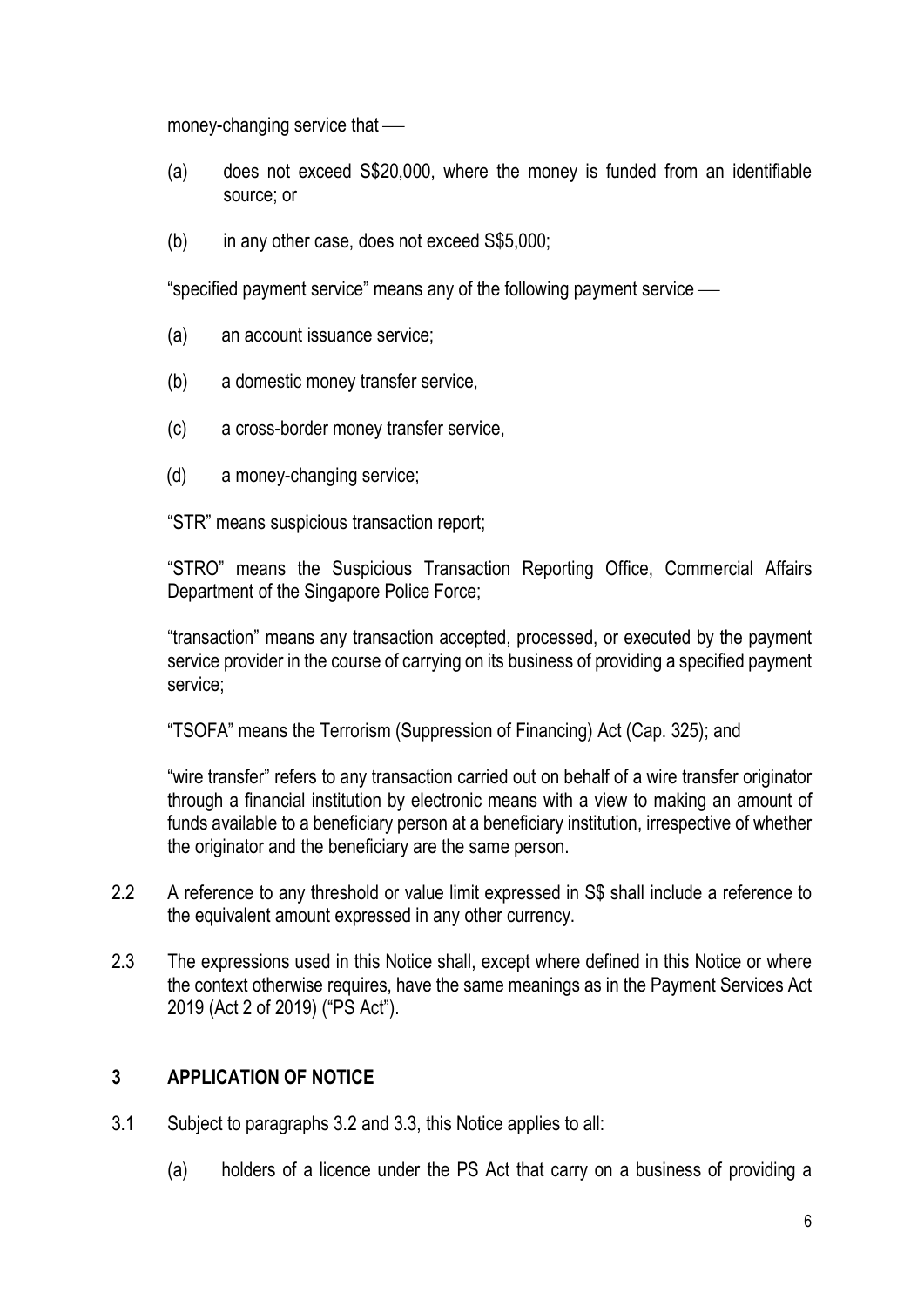money-changing service that —

(a) does not exceed S$20,000, where the money is funded from an identifiable source; or

(b) in any other case, does not exceed S$5,000;

"specified payment service" means any of the following payment service —

(a) an account issuance service;

(b) a domestic money transfer service,

(c) a cross-border money transfer service,

(d) a money-changing service;

"STR" means suspicious transaction report;

"STRO" means the Suspicious Transaction Reporting Office, Commercial Affairs Department of the Singapore Police Force;

"transaction" means any transaction accepted, processed, or executed by the payment service provider in the course of carrying on its business of providing a specified payment service;

"TSOFA" means the Terrorism (Suppression of Financing) Act (Cap. 325); and

"wire transfer" refers to any transaction carried out on behalf of a wire transfer originator through a financial institution by electronic means with a view to making an amount of funds available to a beneficiary person at a beneficiary institution, irrespective of whether the originator and the beneficiary are the same person.

2.2 A reference to any threshold or value limit expressed in S$ shall include a reference to the equivalent amount expressed in any other currency.

2.3 The expressions used in this Notice shall, except where defined in this Notice or where the context otherwise requires, have the same meanings as in the Payment Services Act 2019 (Act 2 of 2019) ("PS Act").

## 3 APPLICATION OF NOTICE

3.1 Subject to paragraphs 3.2 and 3.3, this Notice applies to all:

(a) holders of a licence under the PS Act that carry on a business of providing a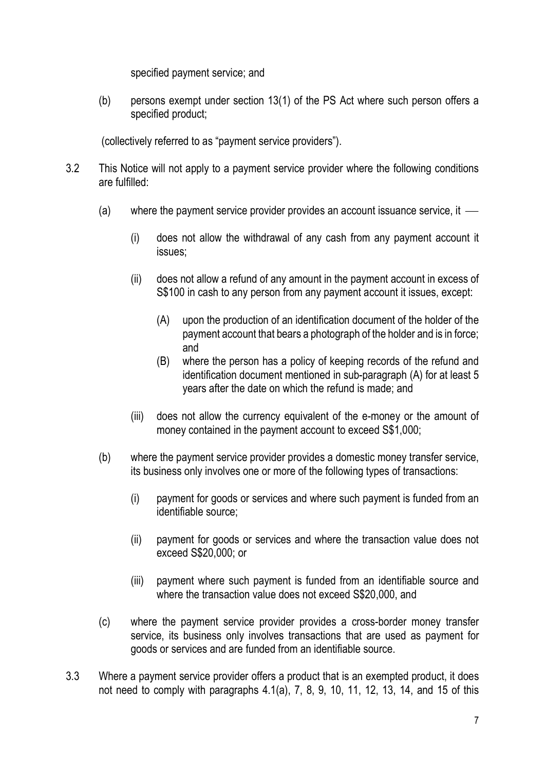specified payment service; and

(b) persons exempt under section 13(1) of the PS Act where such person offers a specified product;

(collectively referred to as "payment service providers").

3.2 This Notice will not apply to a payment service provider where the following conditions are fulfilled:

(a) where the payment service provider provides an account issuance service, it —

(i) does not allow the withdrawal of any cash from any payment account it issues;

(ii) does not allow a refund of any amount in the payment account in excess of S$100 in cash to any person from any payment account it issues, except:

(A) upon the production of an identification document of the holder of the payment account that bears a photograph of the holder and is in force; and

(B) where the person has a policy of keeping records of the refund and identification document mentioned in sub-paragraph (A) for at least 5 years after the date on which the refund is made; and

(iii) does not allow the currency equivalent of the e-money or the amount of money contained in the payment account to exceed S$1,000;

(b) where the payment service provider provides a domestic money transfer service, its business only involves one or more of the following types of transactions:

(i) payment for goods or services and where such payment is funded from an identifiable source;

(ii) payment for goods or services and where the transaction value does not exceed S$20,000; or

(iii) payment where such payment is funded from an identifiable source and where the transaction value does not exceed S$20,000, and

(c) where the payment service provider provides a cross-border money transfer service, its business only involves transactions that are used as payment for goods or services and are funded from an identifiable source.

3.3 Where a payment service provider offers a product that is an exempted product, it does not need to comply with paragraphs 4.1(a), 7, 8, 9, 10, 11, 12, 13, 14, and 15 of this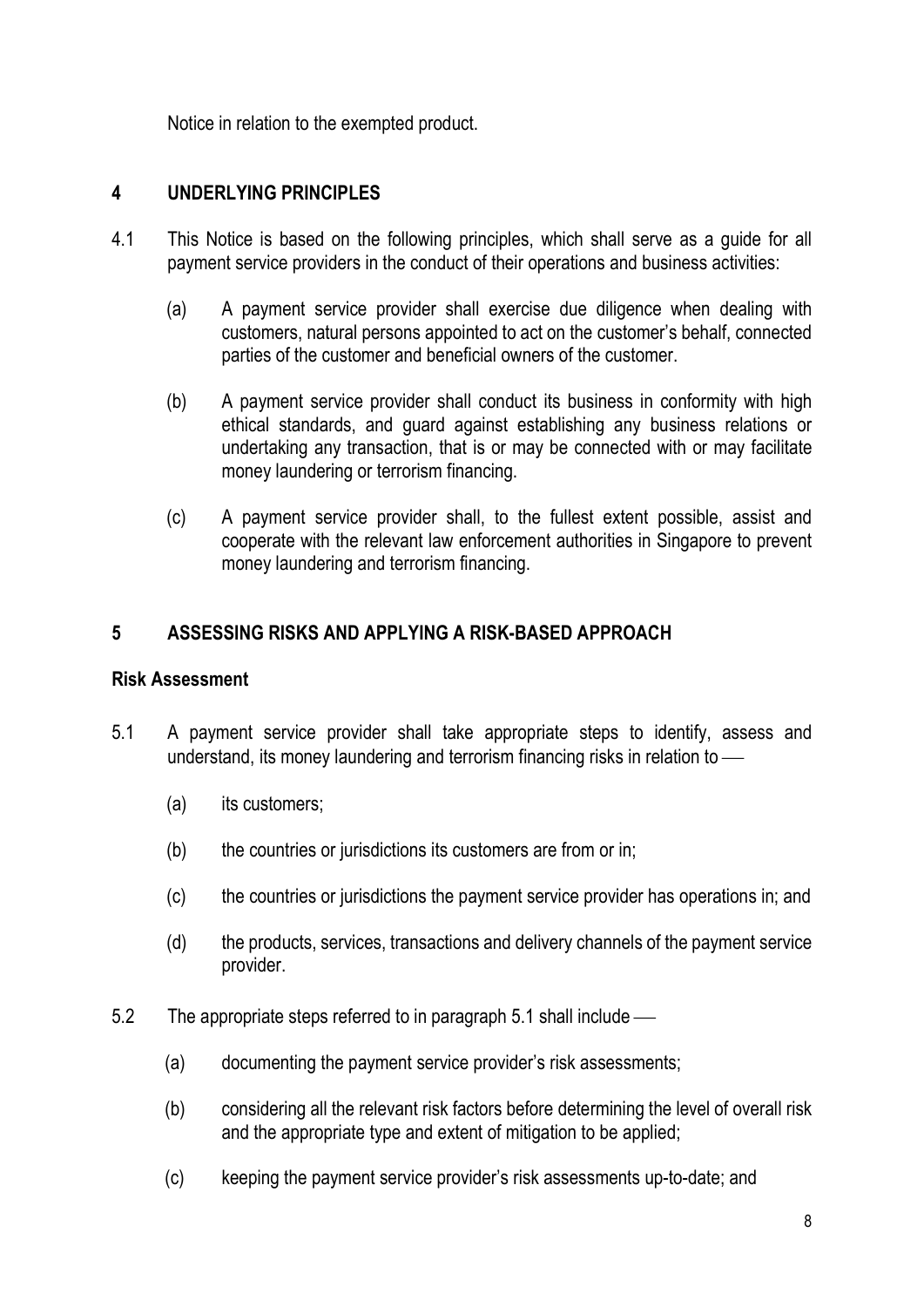Notice in relation to the exempted product.

## 4 UNDERLYING PRINCIPLES

4.1 This Notice is based on the following principles, which shall serve as a guide for all payment service providers in the conduct of their operations and business activities:

(a) A payment service provider shall exercise due diligence when dealing with customers, natural persons appointed to act on the customer's behalf, connected parties of the customer and beneficial owners of the customer.

(b) A payment service provider shall conduct its business in conformity with high ethical standards, and guard against establishing any business relations or undertaking any transaction, that is or may be connected with or may facilitate money laundering or terrorism financing.

(c) A payment service provider shall, to the fullest extent possible, assist and cooperate with the relevant law enforcement authorities in Singapore to prevent money laundering and terrorism financing.

## 5 ASSESSING RISKS AND APPLYING A RISK-BASED APPROACH

### Risk Assessment

5.1 A payment service provider shall take appropriate steps to identify, assess and understand, its money laundering and terrorism financing risks in relation to —

(a) its customers;

(b) the countries or jurisdictions its customers are from or in;

(c) the countries or jurisdictions the payment service provider has operations in; and

(d) the products, services, transactions and delivery channels of the payment service provider.

5.2 The appropriate steps referred to in paragraph 5.1 shall include —

(a) documenting the payment service provider's risk assessments;

(b) considering all the relevant risk factors before determining the level of overall risk and the appropriate type and extent of mitigation to be applied;

(c) keeping the payment service provider's risk assessments up-to-date; and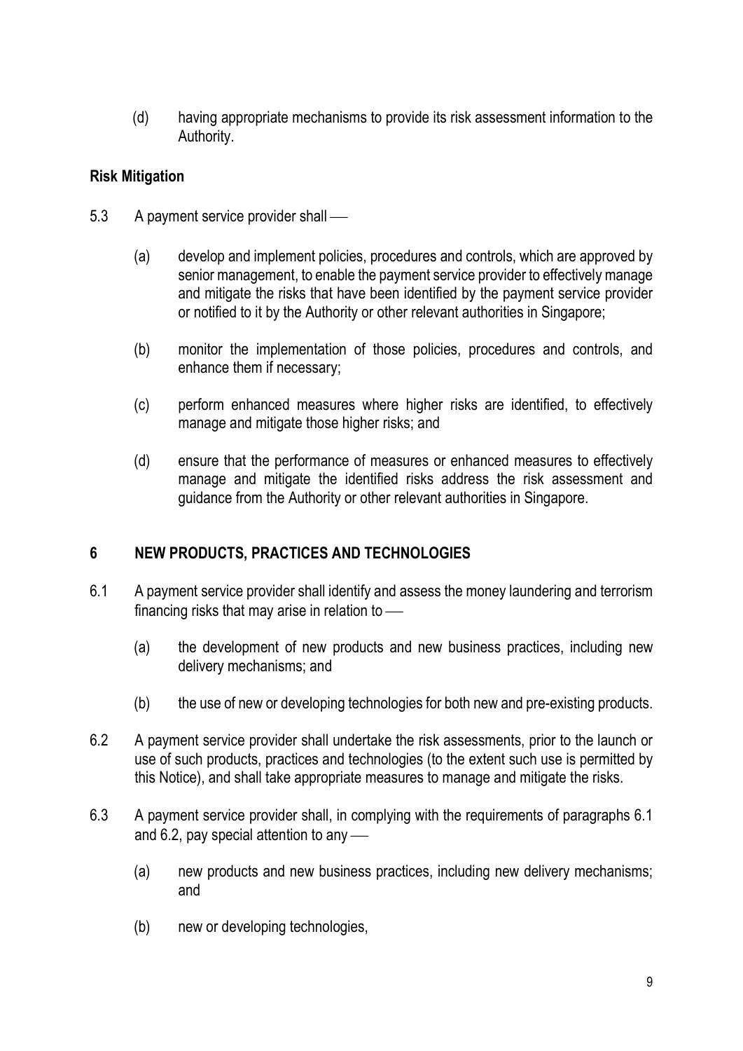(d) having appropriate mechanisms to provide its risk assessment information to the Authority.

**Risk Mitigation**

5.3 A payment service provider shall —

(a) develop and implement policies, procedures and controls, which are approved by senior management, to enable the payment service provider to effectively manage and mitigate the risks that have been identified by the payment service provider or notified to it by the Authority or other relevant authorities in Singapore;

(b) monitor the implementation of those policies, procedures and controls, and enhance them if necessary;

(c) perform enhanced measures where higher risks are identified, to effectively manage and mitigate those higher risks; and

(d) ensure that the performance of measures or enhanced measures to effectively manage and mitigate the identified risks address the risk assessment and guidance from the Authority or other relevant authorities in Singapore.

## 6 NEW PRODUCTS, PRACTICES AND TECHNOLOGIES

6.1 A payment service provider shall identify and assess the money laundering and terrorism financing risks that may arise in relation to —

(a) the development of new products and new business practices, including new delivery mechanisms; and

(b) the use of new or developing technologies for both new and pre-existing products.

6.2 A payment service provider shall undertake the risk assessments, prior to the launch or use of such products, practices and technologies (to the extent such use is permitted by this Notice), and shall take appropriate measures to manage and mitigate the risks.

6.3 A payment service provider shall, in complying with the requirements of paragraphs 6.1 and 6.2, pay special attention to any —

(a) new products and new business practices, including new delivery mechanisms; and

(b) new or developing technologies,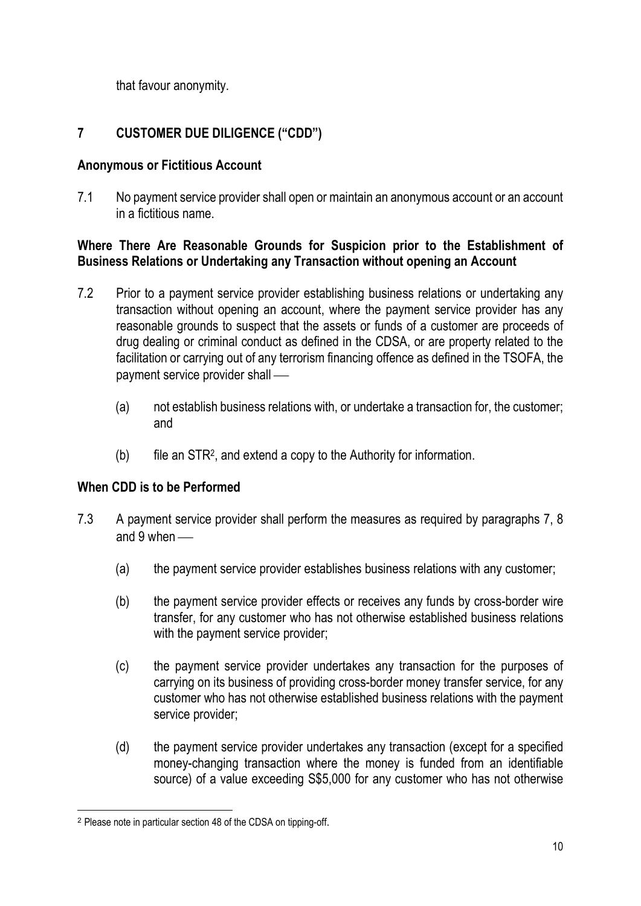that favour anonymity.

## 7 CUSTOMER DUE DILIGENCE ("CDD")

### Anonymous or Fictitious Account

7.1 No payment service provider shall open or maintain an anonymous account or an account in a fictitious name.

### Where There Are Reasonable Grounds for Suspicion prior to the Establishment of Business Relations or Undertaking any Transaction without opening an Account

7.2 Prior to a payment service provider establishing business relations or undertaking any transaction without opening an account, where the payment service provider has any reasonable grounds to suspect that the assets or funds of a customer are proceeds of drug dealing or criminal conduct as defined in the CDSA, or are property related to the facilitation or carrying out of any terrorism financing offence as defined in the TSOFA, the payment service provider shall —

(a) not establish business relations with, or undertake a transaction for, the customer; and

(b) file an STR[2], and extend a copy to the Authority for information.

### When CDD is to be Performed

7.3 A payment service provider shall perform the measures as required by paragraphs 7, 8 and 9 when —

(a) the payment service provider establishes business relations with any customer;

(b) the payment service provider effects or receives any funds by cross-border wire transfer, for any customer who has not otherwise established business relations with the payment service provider;

(c) the payment service provider undertakes any transaction for the purposes of carrying on its business of providing cross-border money transfer service, for any customer who has not otherwise established business relations with the payment service provider;

(d) the payment service provider undertakes any transaction (except for a specified money-changing transaction where the money is funded from an identifiable source) of a value exceeding S$5,000 for any customer who has not otherwise

---

[2] Please note in particular section 48 of the CDSA on tipping-off.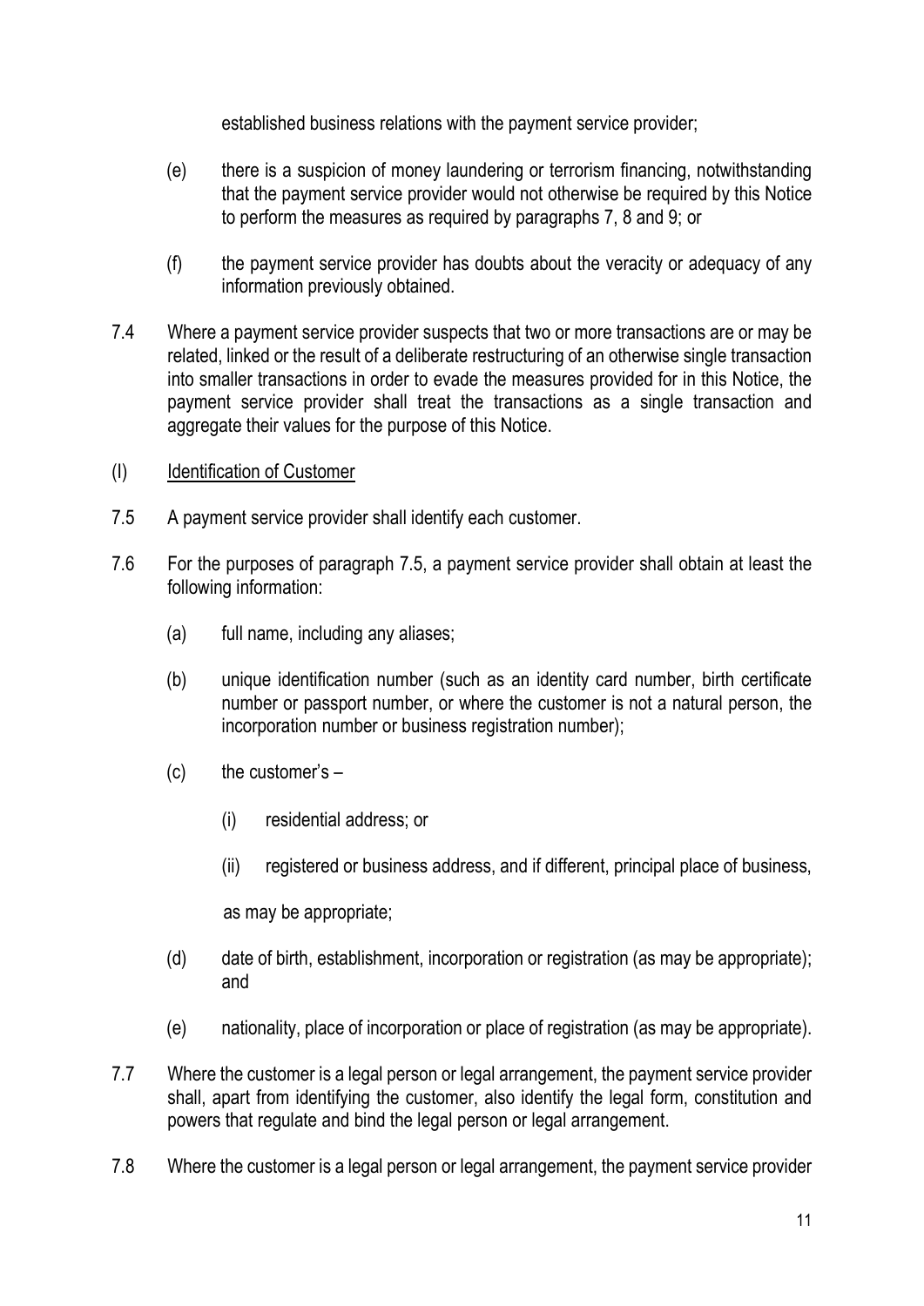established business relations with the payment service provider;

(e) there is a suspicion of money laundering or terrorism financing, notwithstanding that the payment service provider would not otherwise be required by this Notice to perform the measures as required by paragraphs 7, 8 and 9; or

(f) the payment service provider has doubts about the veracity or adequacy of any information previously obtained.

7.4 Where a payment service provider suspects that two or more transactions are or may be related, linked or the result of a deliberate restructuring of an otherwise single transaction into smaller transactions in order to evade the measures provided for in this Notice, the payment service provider shall treat the transactions as a single transaction and aggregate their values for the purpose of this Notice.

(I) <u>Identification of Customer</u>

7.5 A payment service provider shall identify each customer.

7.6 For the purposes of paragraph 7.5, a payment service provider shall obtain at least the following information:

(a) full name, including any aliases;

(b) unique identification number (such as an identity card number, birth certificate number or passport number, or where the customer is not a natural person, the incorporation number or business registration number);

(c) the customer's –

(i) residential address; or

(ii) registered or business address, and if different, principal place of business,

as may be appropriate;

(d) date of birth, establishment, incorporation or registration (as may be appropriate); and

(e) nationality, place of incorporation or place of registration (as may be appropriate).

7.7 Where the customer is a legal person or legal arrangement, the payment service provider shall, apart from identifying the customer, also identify the legal form, constitution and powers that regulate and bind the legal person or legal arrangement.

7.8 Where the customer is a legal person or legal arrangement, the payment service provider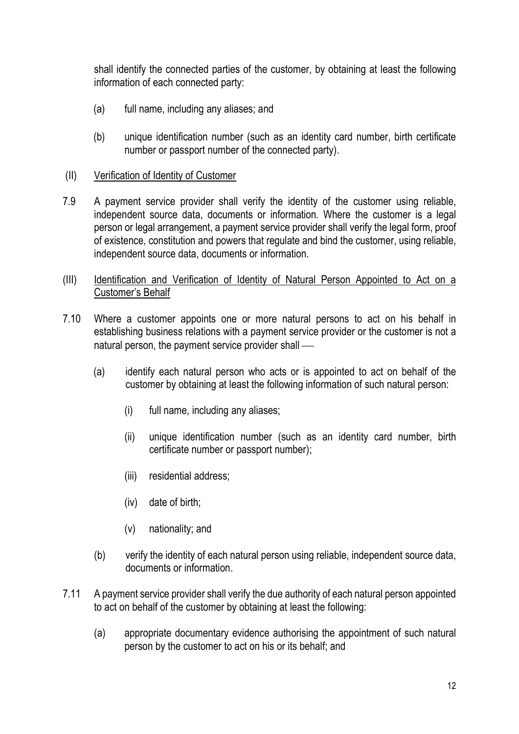shall identify the connected parties of the customer, by obtaining at least the following information of each connected party:

(a) full name, including any aliases; and

(b) unique identification number (such as an identity card number, birth certificate number or passport number of the connected party).

(II) <u>Verification of Identity of Customer</u>

7.9 A payment service provider shall verify the identity of the customer using reliable, independent source data, documents or information. Where the customer is a legal person or legal arrangement, a payment service provider shall verify the legal form, proof of existence, constitution and powers that regulate and bind the customer, using reliable, independent source data, documents or information.

(III) <u>Identification and Verification of Identity of Natural Person Appointed to Act on a Customer's Behalf</u>

7.10 Where a customer appoints one or more natural persons to act on his behalf in establishing business relations with a payment service provider or the customer is not a natural person, the payment service provider shall —

(a) identify each natural person who acts or is appointed to act on behalf of the customer by obtaining at least the following information of such natural person:

(i) full name, including any aliases;

(ii) unique identification number (such as an identity card number, birth certificate number or passport number);

(iii) residential address;

(iv) date of birth;

(v) nationality; and

(b) verify the identity of each natural person using reliable, independent source data, documents or information.

7.11 A payment service provider shall verify the due authority of each natural person appointed to act on behalf of the customer by obtaining at least the following:

(a) appropriate documentary evidence authorising the appointment of such natural person by the customer to act on his or its behalf; and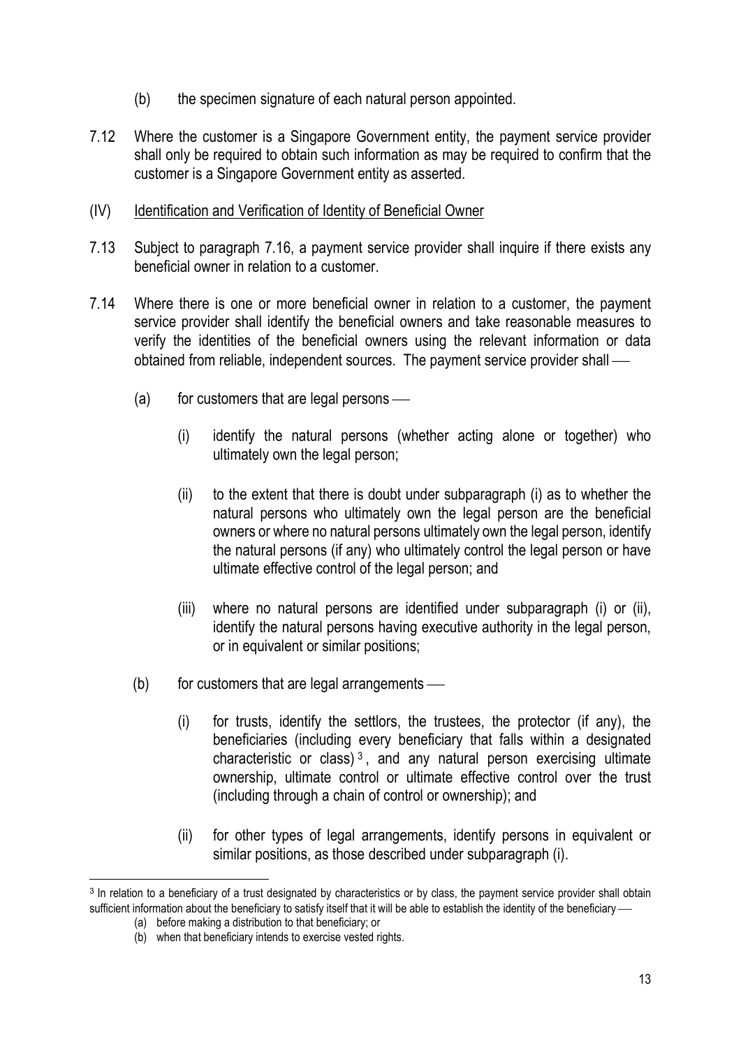(b) the specimen signature of each natural person appointed.

7.12 Where the customer is a Singapore Government entity, the payment service provider shall only be required to obtain such information as may be required to confirm that the customer is a Singapore Government entity as asserted.

(IV) Identification and Verification of Identity of Beneficial Owner

7.13 Subject to paragraph 7.16, a payment service provider shall inquire if there exists any beneficial owner in relation to a customer.

7.14 Where there is one or more beneficial owner in relation to a customer, the payment service provider shall identify the beneficial owners and take reasonable measures to verify the identities of the beneficial owners using the relevant information or data obtained from reliable, independent sources. The payment service provider shall —

(a) for customers that are legal persons —

(i) identify the natural persons (whether acting alone or together) who ultimately own the legal person;

(ii) to the extent that there is doubt under subparagraph (i) as to whether the natural persons who ultimately own the legal person are the beneficial owners or where no natural persons ultimately own the legal person, identify the natural persons (if any) who ultimately control the legal person or have ultimate effective control of the legal person; and

(iii) where no natural persons are identified under subparagraph (i) or (ii), identify the natural persons having executive authority in the legal person, or in equivalent or similar positions;

(b) for customers that are legal arrangements —

(i) for trusts, identify the settlors, the trustees, the protector (if any), the beneficiaries (including every beneficiary that falls within a designated characteristic or class) [3], and any natural person exercising ultimate ownership, ultimate control or ultimate effective control over the trust (including through a chain of control or ownership); and

(ii) for other types of legal arrangements, identify persons in equivalent or similar positions, as those described under subparagraph (i).

---

[3] In relation to a beneficiary of a trust designated by characteristics or by class, the payment service provider shall obtain sufficient information about the beneficiary to satisfy itself that it will be able to establish the identity of the beneficiary —

(a) before making a distribution to that beneficiary; or

(b) when that beneficiary intends to exercise vested rights.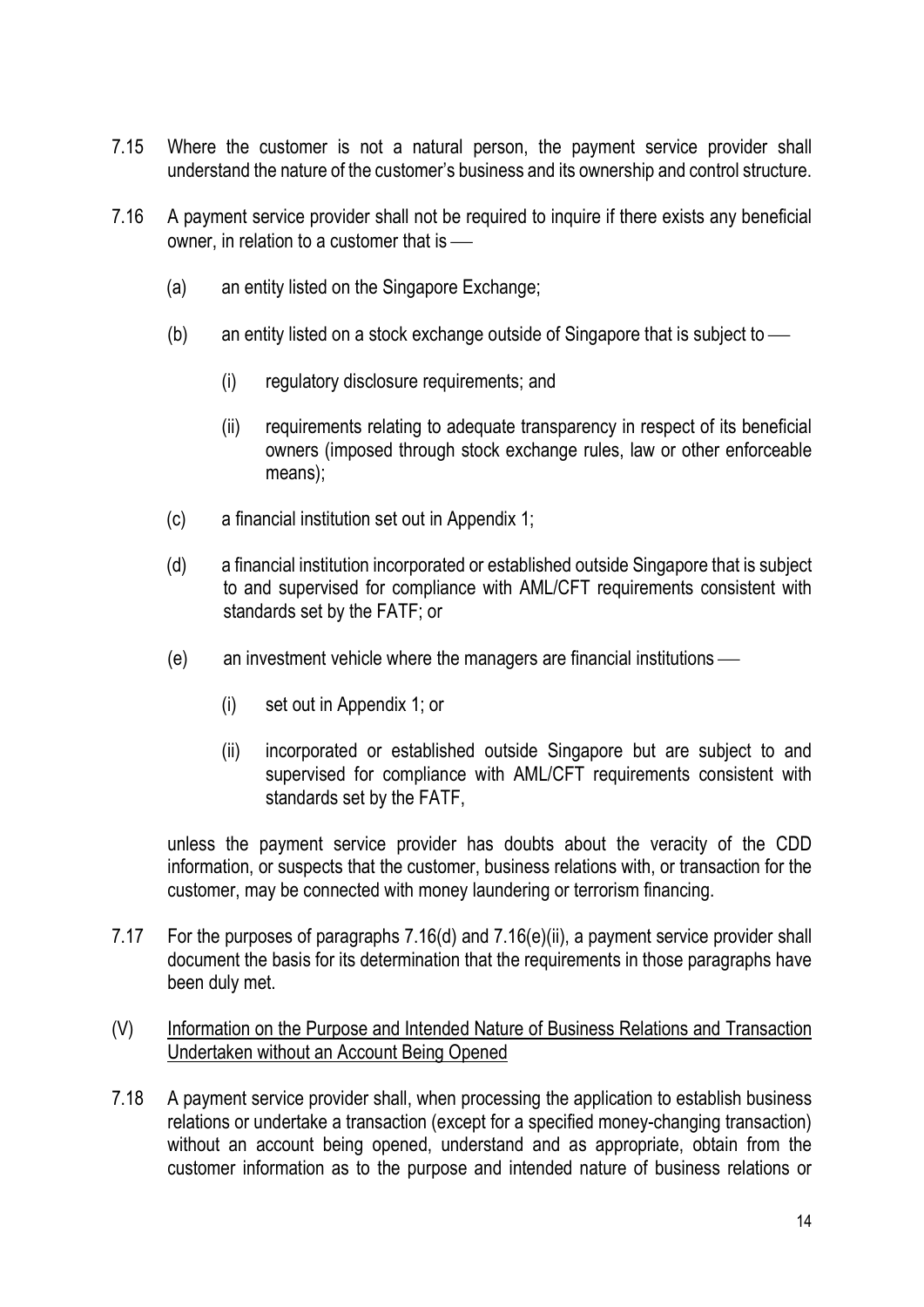7.15 Where the customer is not a natural person, the payment service provider shall understand the nature of the customer's business and its ownership and control structure.

7.16 A payment service provider shall not be required to inquire if there exists any beneficial owner, in relation to a customer that is —

(a) an entity listed on the Singapore Exchange;

(b) an entity listed on a stock exchange outside of Singapore that is subject to —

(i) regulatory disclosure requirements; and

(ii) requirements relating to adequate transparency in respect of its beneficial owners (imposed through stock exchange rules, law or other enforceable means);

(c) a financial institution set out in Appendix 1;

(d) a financial institution incorporated or established outside Singapore that is subject to and supervised for compliance with AML/CFT requirements consistent with standards set by the FATF; or

(e) an investment vehicle where the managers are financial institutions —

(i) set out in Appendix 1; or

(ii) incorporated or established outside Singapore but are subject to and supervised for compliance with AML/CFT requirements consistent with standards set by the FATF,

unless the payment service provider has doubts about the veracity of the CDD information, or suspects that the customer, business relations with, or transaction for the customer, may be connected with money laundering or terrorism financing.

7.17 For the purposes of paragraphs 7.16(d) and 7.16(e)(ii), a payment service provider shall document the basis for its determination that the requirements in those paragraphs have been duly met.

(V) <u>Information on the Purpose and Intended Nature of Business Relations and Transaction Undertaken without an Account Being Opened</u>

7.18 A payment service provider shall, when processing the application to establish business relations or undertake a transaction (except for a specified money-changing transaction) without an account being opened, understand and as appropriate, obtain from the customer information as to the purpose and intended nature of business relations or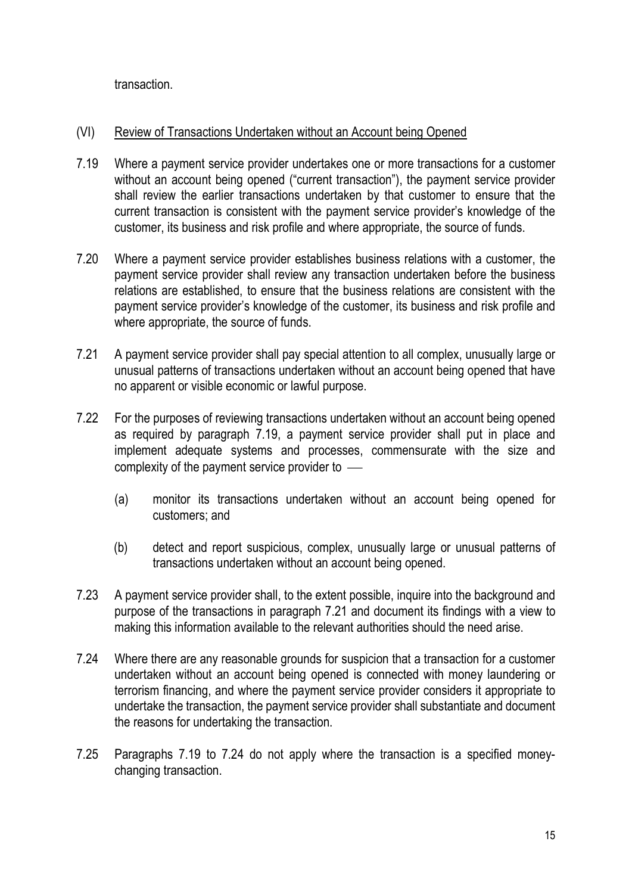transaction.

(VI) Review of Transactions Undertaken without an Account being Opened

7.19 Where a payment service provider undertakes one or more transactions for a customer without an account being opened ("current transaction"), the payment service provider shall review the earlier transactions undertaken by that customer to ensure that the current transaction is consistent with the payment service provider's knowledge of the customer, its business and risk profile and where appropriate, the source of funds.

7.20 Where a payment service provider establishes business relations with a customer, the payment service provider shall review any transaction undertaken before the business relations are established, to ensure that the business relations are consistent with the payment service provider's knowledge of the customer, its business and risk profile and where appropriate, the source of funds.

7.21 A payment service provider shall pay special attention to all complex, unusually large or unusual patterns of transactions undertaken without an account being opened that have no apparent or visible economic or lawful purpose.

7.22 For the purposes of reviewing transactions undertaken without an account being opened as required by paragraph 7.19, a payment service provider shall put in place and implement adequate systems and processes, commensurate with the size and complexity of the payment service provider to ⸺

(a) monitor its transactions undertaken without an account being opened for customers; and

(b) detect and report suspicious, complex, unusually large or unusual patterns of transactions undertaken without an account being opened.

7.23 A payment service provider shall, to the extent possible, inquire into the background and purpose of the transactions in paragraph 7.21 and document its findings with a view to making this information available to the relevant authorities should the need arise.

7.24 Where there are any reasonable grounds for suspicion that a transaction for a customer undertaken without an account being opened is connected with money laundering or terrorism financing, and where the payment service provider considers it appropriate to undertake the transaction, the payment service provider shall substantiate and document the reasons for undertaking the transaction.

7.25 Paragraphs 7.19 to 7.24 do not apply where the transaction is a specified money-changing transaction.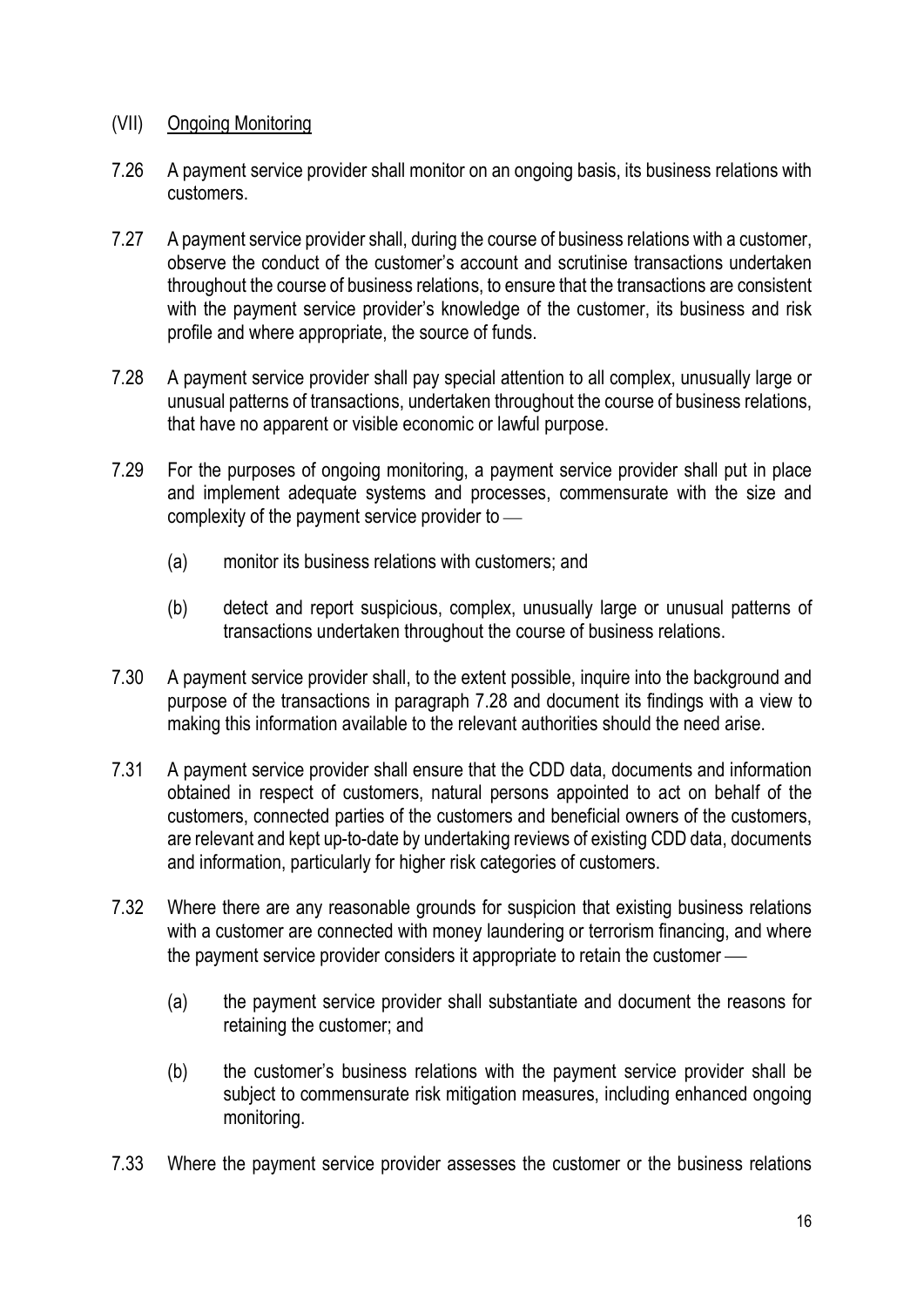## (VII) <u>Ongoing Monitoring</u>

7.26 A payment service provider shall monitor on an ongoing basis, its business relations with customers.

7.27 A payment service provider shall, during the course of business relations with a customer, observe the conduct of the customer's account and scrutinise transactions undertaken throughout the course of business relations, to ensure that the transactions are consistent with the payment service provider's knowledge of the customer, its business and risk profile and where appropriate, the source of funds.

7.28 A payment service provider shall pay special attention to all complex, unusually large or unusual patterns of transactions, undertaken throughout the course of business relations, that have no apparent or visible economic or lawful purpose.

7.29 For the purposes of ongoing monitoring, a payment service provider shall put in place and implement adequate systems and processes, commensurate with the size and complexity of the payment service provider to —

- (a) monitor its business relations with customers; and
- (b) detect and report suspicious, complex, unusually large or unusual patterns of transactions undertaken throughout the course of business relations.

7.30 A payment service provider shall, to the extent possible, inquire into the background and purpose of the transactions in paragraph 7.28 and document its findings with a view to making this information available to the relevant authorities should the need arise.

7.31 A payment service provider shall ensure that the CDD data, documents and information obtained in respect of customers, natural persons appointed to act on behalf of the customers, connected parties of the customers and beneficial owners of the customers, are relevant and kept up-to-date by undertaking reviews of existing CDD data, documents and information, particularly for higher risk categories of customers.

7.32 Where there are any reasonable grounds for suspicion that existing business relations with a customer are connected with money laundering or terrorism financing, and where the payment service provider considers it appropriate to retain the customer —

- (a) the payment service provider shall substantiate and document the reasons for retaining the customer; and
- (b) the customer's business relations with the payment service provider shall be subject to commensurate risk mitigation measures, including enhanced ongoing monitoring.

7.33 Where the payment service provider assesses the customer or the business relations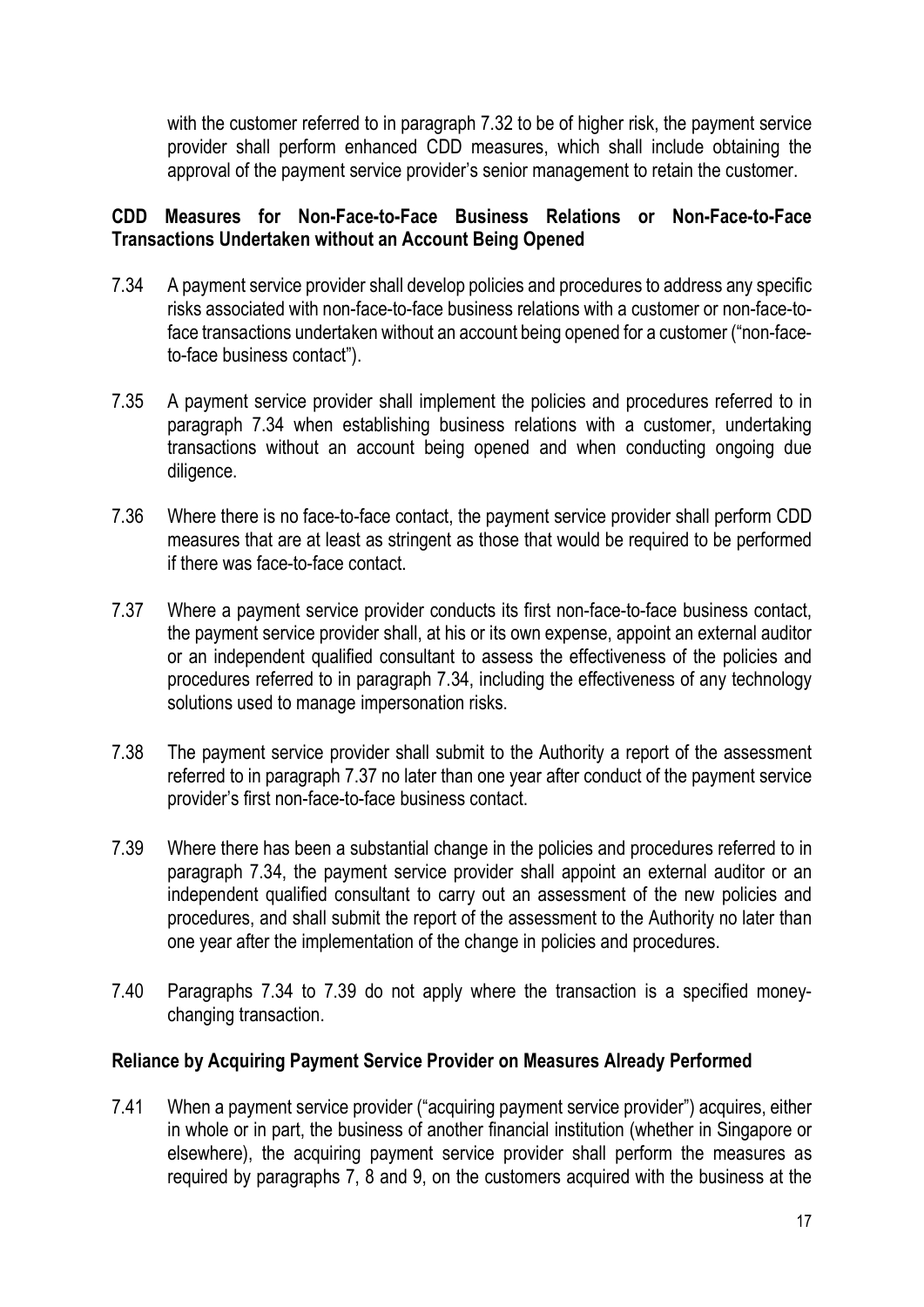with the customer referred to in paragraph 7.32 to be of higher risk, the payment service provider shall perform enhanced CDD measures, which shall include obtaining the approval of the payment service provider's senior management to retain the customer.

**CDD Measures for Non-Face-to-Face Business Relations or Non-Face-to-Face Transactions Undertaken without an Account Being Opened**

7.34 A payment service provider shall develop policies and procedures to address any specific risks associated with non-face-to-face business relations with a customer or non-face-to-face transactions undertaken without an account being opened for a customer ("non-face-to-face business contact").

7.35 A payment service provider shall implement the policies and procedures referred to in paragraph 7.34 when establishing business relations with a customer, undertaking transactions without an account being opened and when conducting ongoing due diligence.

7.36 Where there is no face-to-face contact, the payment service provider shall perform CDD measures that are at least as stringent as those that would be required to be performed if there was face-to-face contact.

7.37 Where a payment service provider conducts its first non-face-to-face business contact, the payment service provider shall, at his or its own expense, appoint an external auditor or an independent qualified consultant to assess the effectiveness of the policies and procedures referred to in paragraph 7.34, including the effectiveness of any technology solutions used to manage impersonation risks.

7.38 The payment service provider shall submit to the Authority a report of the assessment referred to in paragraph 7.37 no later than one year after conduct of the payment service provider's first non-face-to-face business contact.

7.39 Where there has been a substantial change in the policies and procedures referred to in paragraph 7.34, the payment service provider shall appoint an external auditor or an independent qualified consultant to carry out an assessment of the new policies and procedures, and shall submit the report of the assessment to the Authority no later than one year after the implementation of the change in policies and procedures.

7.40 Paragraphs 7.34 to 7.39 do not apply where the transaction is a specified money-changing transaction.

**Reliance by Acquiring Payment Service Provider on Measures Already Performed**

7.41 When a payment service provider ("acquiring payment service provider") acquires, either in whole or in part, the business of another financial institution (whether in Singapore or elsewhere), the acquiring payment service provider shall perform the measures as required by paragraphs 7, 8 and 9, on the customers acquired with the business at the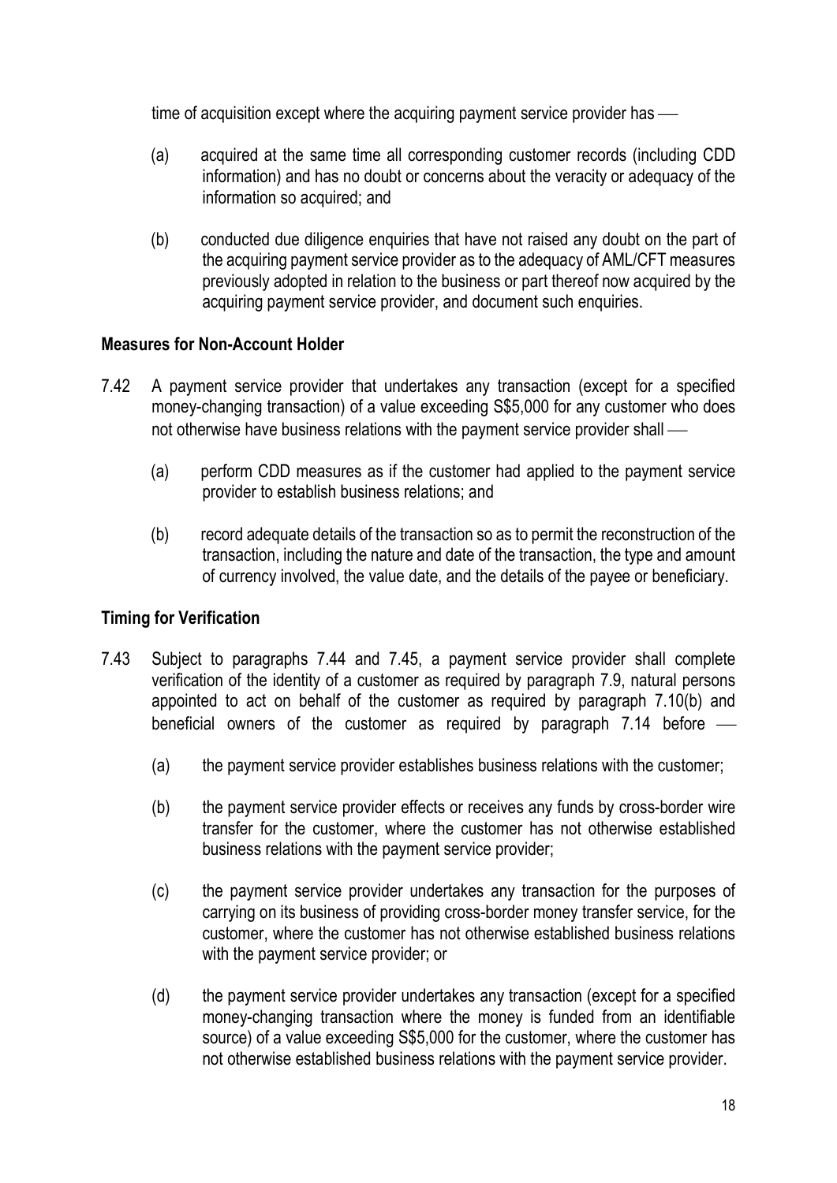time of acquisition except where the acquiring payment service provider has —

(a) acquired at the same time all corresponding customer records (including CDD information) and has no doubt or concerns about the veracity or adequacy of the information so acquired; and

(b) conducted due diligence enquiries that have not raised any doubt on the part of the acquiring payment service provider as to the adequacy of AML/CFT measures previously adopted in relation to the business or part thereof now acquired by the acquiring payment service provider, and document such enquiries.

**Measures for Non-Account Holder**

7.42 A payment service provider that undertakes any transaction (except for a specified money-changing transaction) of a value exceeding S$5,000 for any customer who does not otherwise have business relations with the payment service provider shall —

(a) perform CDD measures as if the customer had applied to the payment service provider to establish business relations; and

(b) record adequate details of the transaction so as to permit the reconstruction of the transaction, including the nature and date of the transaction, the type and amount of currency involved, the value date, and the details of the payee or beneficiary.

**Timing for Verification**

7.43 Subject to paragraphs 7.44 and 7.45, a payment service provider shall complete verification of the identity of a customer as required by paragraph 7.9, natural persons appointed to act on behalf of the customer as required by paragraph 7.10(b) and beneficial owners of the customer as required by paragraph 7.14 before —

(a) the payment service provider establishes business relations with the customer;

(b) the payment service provider effects or receives any funds by cross-border wire transfer for the customer, where the customer has not otherwise established business relations with the payment service provider;

(c) the payment service provider undertakes any transaction for the purposes of carrying on its business of providing cross-border money transfer service, for the customer, where the customer has not otherwise established business relations with the payment service provider; or

(d) the payment service provider undertakes any transaction (except for a specified money-changing transaction where the money is funded from an identifiable source) of a value exceeding S$5,000 for the customer, where the customer has not otherwise established business relations with the payment service provider.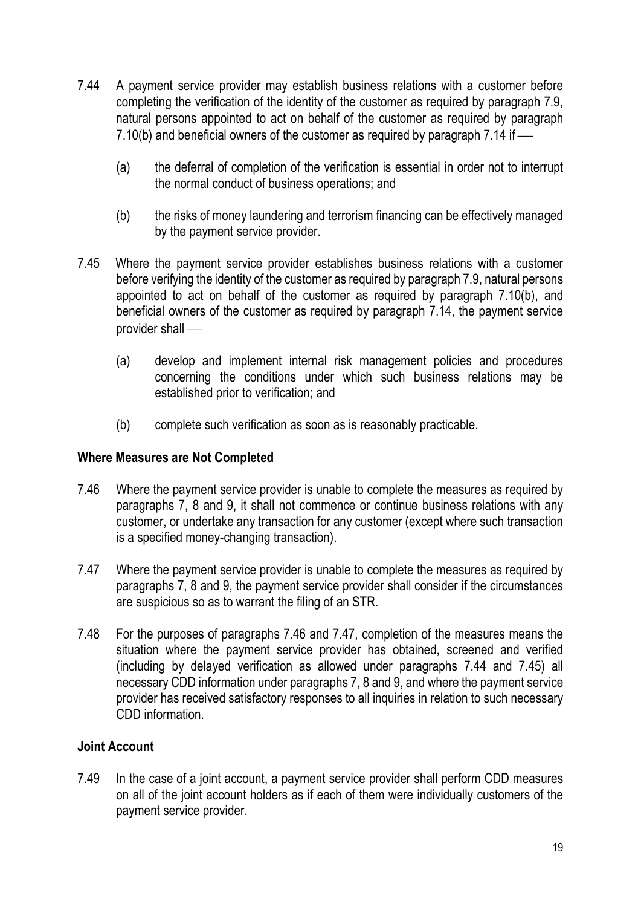7.44 A payment service provider may establish business relations with a customer before completing the verification of the identity of the customer as required by paragraph 7.9, natural persons appointed to act on behalf of the customer as required by paragraph 7.10(b) and beneficial owners of the customer as required by paragraph 7.14 if —

(a) the deferral of completion of the verification is essential in order not to interrupt the normal conduct of business operations; and

(b) the risks of money laundering and terrorism financing can be effectively managed by the payment service provider.

7.45 Where the payment service provider establishes business relations with a customer before verifying the identity of the customer as required by paragraph 7.9, natural persons appointed to act on behalf of the customer as required by paragraph 7.10(b), and beneficial owners of the customer as required by paragraph 7.14, the payment service provider shall —

(a) develop and implement internal risk management policies and procedures concerning the conditions under which such business relations may be established prior to verification; and

(b) complete such verification as soon as is reasonably practicable.

**Where Measures are Not Completed**

7.46 Where the payment service provider is unable to complete the measures as required by paragraphs 7, 8 and 9, it shall not commence or continue business relations with any customer, or undertake any transaction for any customer (except where such transaction is a specified money-changing transaction).

7.47 Where the payment service provider is unable to complete the measures as required by paragraphs 7, 8 and 9, the payment service provider shall consider if the circumstances are suspicious so as to warrant the filing of an STR.

7.48 For the purposes of paragraphs 7.46 and 7.47, completion of the measures means the situation where the payment service provider has obtained, screened and verified (including by delayed verification as allowed under paragraphs 7.44 and 7.45) all necessary CDD information under paragraphs 7, 8 and 9, and where the payment service provider has received satisfactory responses to all inquiries in relation to such necessary CDD information.

**Joint Account**

7.49 In the case of a joint account, a payment service provider shall perform CDD measures on all of the joint account holders as if each of them were individually customers of the payment service provider.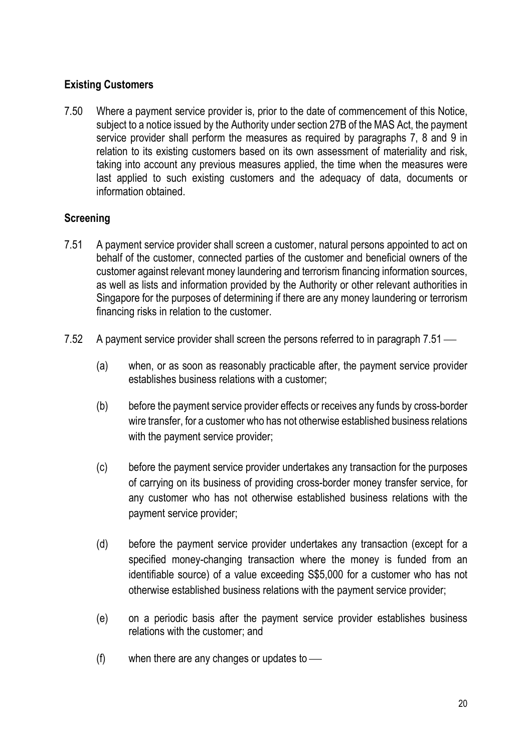**Existing Customers**

7.50 Where a payment service provider is, prior to the date of commencement of this Notice, subject to a notice issued by the Authority under section 27B of the MAS Act, the payment service provider shall perform the measures as required by paragraphs 7, 8 and 9 in relation to its existing customers based on its own assessment of materiality and risk, taking into account any previous measures applied, the time when the measures were last applied to such existing customers and the adequacy of data, documents or information obtained.

**Screening**

7.51 A payment service provider shall screen a customer, natural persons appointed to act on behalf of the customer, connected parties of the customer and beneficial owners of the customer against relevant money laundering and terrorism financing information sources, as well as lists and information provided by the Authority or other relevant authorities in Singapore for the purposes of determining if there are any money laundering or terrorism financing risks in relation to the customer.

7.52 A payment service provider shall screen the persons referred to in paragraph 7.51 ―

(a) when, or as soon as reasonably practicable after, the payment service provider establishes business relations with a customer;

(b) before the payment service provider effects or receives any funds by cross-border wire transfer, for a customer who has not otherwise established business relations with the payment service provider;

(c) before the payment service provider undertakes any transaction for the purposes of carrying on its business of providing cross-border money transfer service, for any customer who has not otherwise established business relations with the payment service provider;

(d) before the payment service provider undertakes any transaction (except for a specified money-changing transaction where the money is funded from an identifiable source) of a value exceeding S$5,000 for a customer who has not otherwise established business relations with the payment service provider;

(e) on a periodic basis after the payment service provider establishes business relations with the customer; and

(f) when there are any changes or updates to ―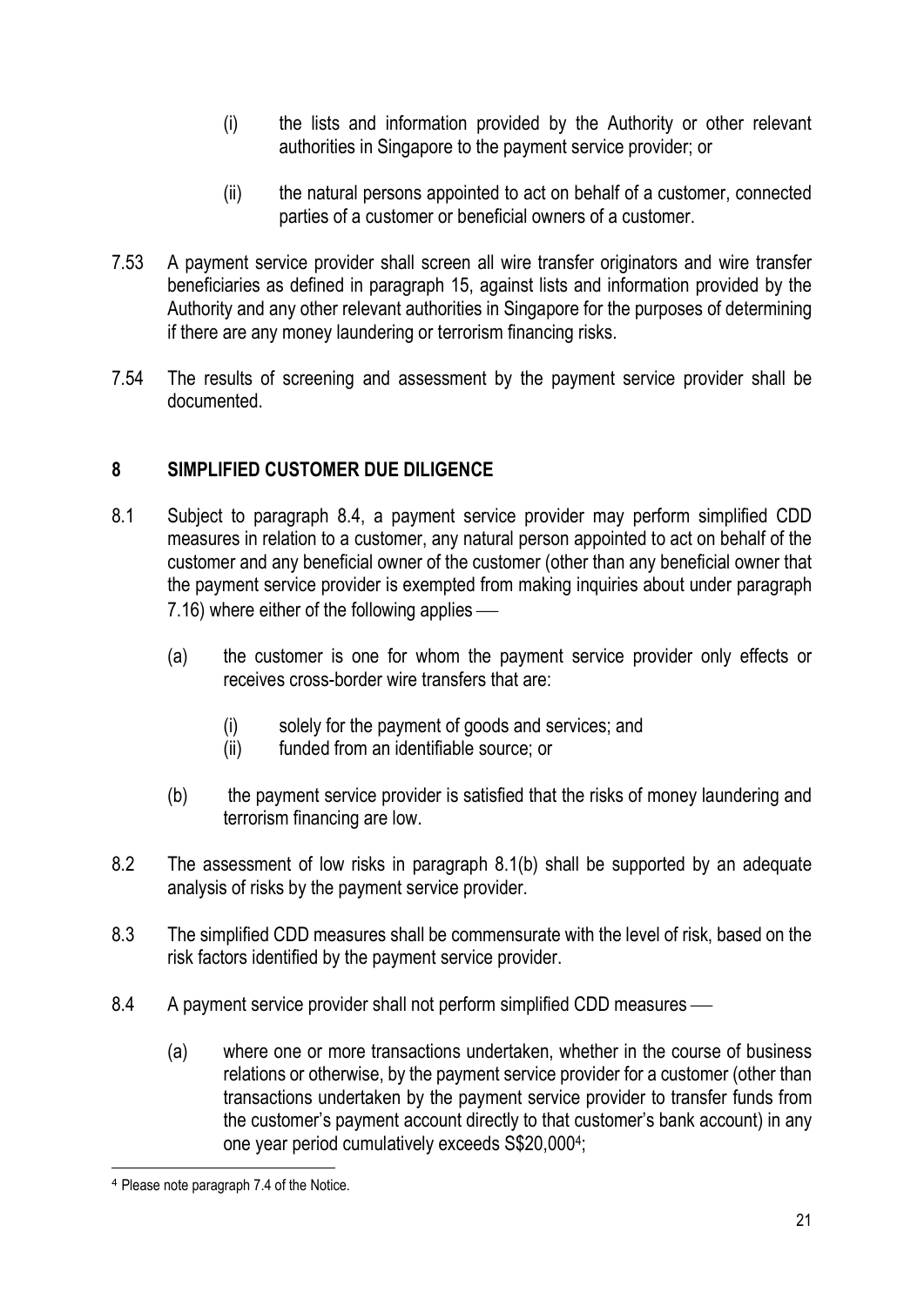(i) the lists and information provided by the Authority or other relevant authorities in Singapore to the payment service provider; or

(ii) the natural persons appointed to act on behalf of a customer, connected parties of a customer or beneficial owners of a customer.

7.53 A payment service provider shall screen all wire transfer originators and wire transfer beneficiaries as defined in paragraph 15, against lists and information provided by the Authority and any other relevant authorities in Singapore for the purposes of determining if there are any money laundering or terrorism financing risks.

7.54 The results of screening and assessment by the payment service provider shall be documented.

## 8 SIMPLIFIED CUSTOMER DUE DILIGENCE

8.1 Subject to paragraph 8.4, a payment service provider may perform simplified CDD measures in relation to a customer, any natural person appointed to act on behalf of the customer and any beneficial owner of the customer (other than any beneficial owner that the payment service provider is exempted from making inquiries about under paragraph 7.16) where either of the following applies —

(a) the customer is one for whom the payment service provider only effects or receives cross-border wire transfers that are:

(i) solely for the payment of goods and services; and
(ii) funded from an identifiable source; or

(b) the payment service provider is satisfied that the risks of money laundering and terrorism financing are low.

8.2 The assessment of low risks in paragraph 8.1(b) shall be supported by an adequate analysis of risks by the payment service provider.

8.3 The simplified CDD measures shall be commensurate with the level of risk, based on the risk factors identified by the payment service provider.

8.4 A payment service provider shall not perform simplified CDD measures —

(a) where one or more transactions undertaken, whether in the course of business relations or otherwise, by the payment service provider for a customer (other than transactions undertaken by the payment service provider to transfer funds from the customer's payment account directly to that customer's bank account) in any one year period cumulatively exceeds S$20,000[4];

[4] Please note paragraph 7.4 of the Notice.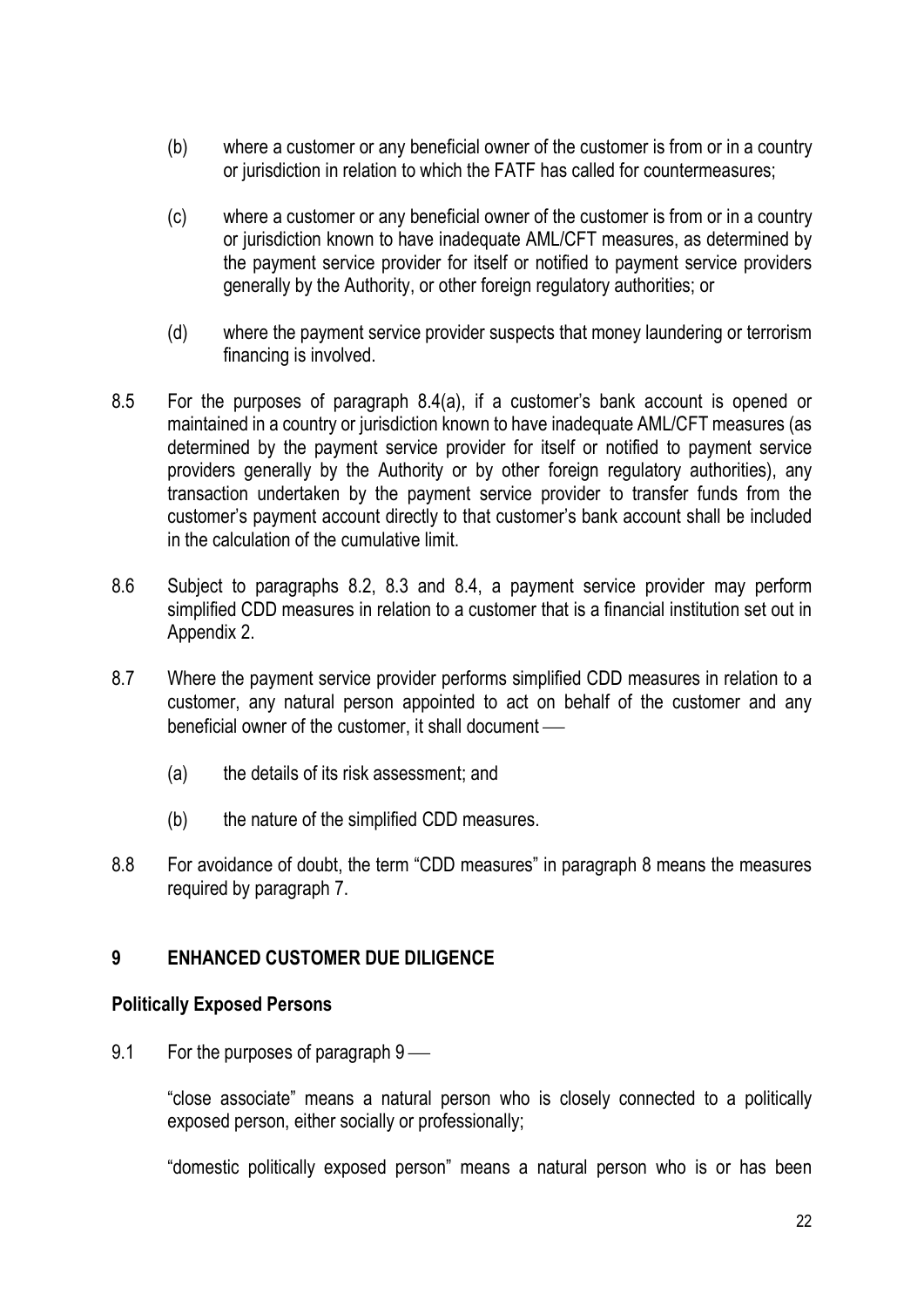(b) where a customer or any beneficial owner of the customer is from or in a country or jurisdiction in relation to which the FATF has called for countermeasures;

(c) where a customer or any beneficial owner of the customer is from or in a country or jurisdiction known to have inadequate AML/CFT measures, as determined by the payment service provider for itself or notified to payment service providers generally by the Authority, or other foreign regulatory authorities; or

(d) where the payment service provider suspects that money laundering or terrorism financing is involved.

8.5 For the purposes of paragraph 8.4(a), if a customer's bank account is opened or maintained in a country or jurisdiction known to have inadequate AML/CFT measures (as determined by the payment service provider for itself or notified to payment service providers generally by the Authority or by other foreign regulatory authorities), any transaction undertaken by the payment service provider to transfer funds from the customer's payment account directly to that customer's bank account shall be included in the calculation of the cumulative limit.

8.6 Subject to paragraphs 8.2, 8.3 and 8.4, a payment service provider may perform simplified CDD measures in relation to a customer that is a financial institution set out in Appendix 2.

8.7 Where the payment service provider performs simplified CDD measures in relation to a customer, any natural person appointed to act on behalf of the customer and any beneficial owner of the customer, it shall document —

(a) the details of its risk assessment; and

(b) the nature of the simplified CDD measures.

8.8 For avoidance of doubt, the term "CDD measures" in paragraph 8 means the measures required by paragraph 7.

## 9 ENHANCED CUSTOMER DUE DILIGENCE

### Politically Exposed Persons

9.1 For the purposes of paragraph 9 —

"close associate" means a natural person who is closely connected to a politically exposed person, either socially or professionally;

"domestic politically exposed person" means a natural person who is or has been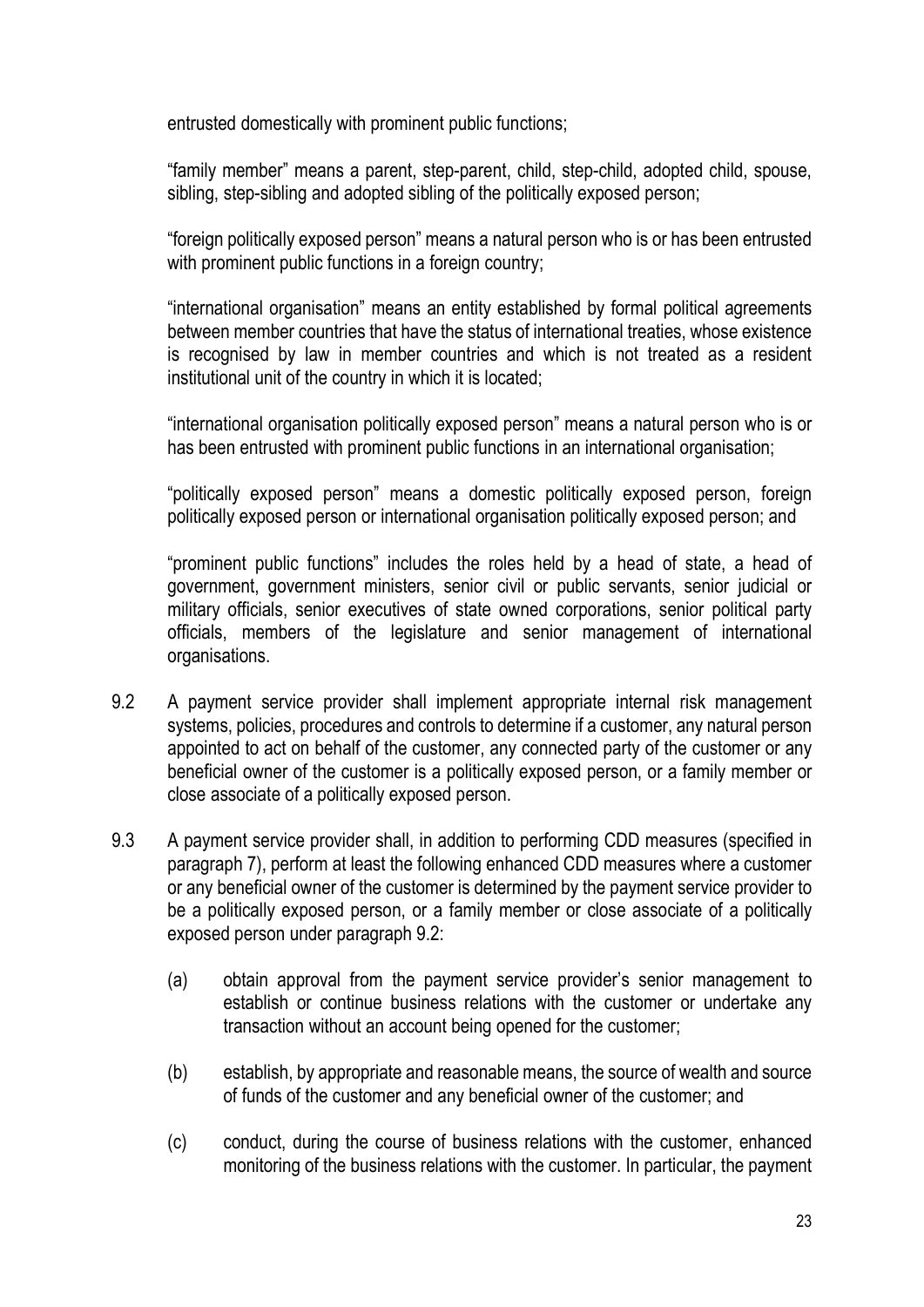entrusted domestically with prominent public functions;

"family member" means a parent, step-parent, child, step-child, adopted child, spouse, sibling, step-sibling and adopted sibling of the politically exposed person;

"foreign politically exposed person" means a natural person who is or has been entrusted with prominent public functions in a foreign country;

"international organisation" means an entity established by formal political agreements between member countries that have the status of international treaties, whose existence is recognised by law in member countries and which is not treated as a resident institutional unit of the country in which it is located;

"international organisation politically exposed person" means a natural person who is or has been entrusted with prominent public functions in an international organisation;

"politically exposed person" means a domestic politically exposed person, foreign politically exposed person or international organisation politically exposed person; and

"prominent public functions" includes the roles held by a head of state, a head of government, government ministers, senior civil or public servants, senior judicial or military officials, senior executives of state owned corporations, senior political party officials, members of the legislature and senior management of international organisations.

9.2 A payment service provider shall implement appropriate internal risk management systems, policies, procedures and controls to determine if a customer, any natural person appointed to act on behalf of the customer, any connected party of the customer or any beneficial owner of the customer is a politically exposed person, or a family member or close associate of a politically exposed person.

9.3 A payment service provider shall, in addition to performing CDD measures (specified in paragraph 7), perform at least the following enhanced CDD measures where a customer or any beneficial owner of the customer is determined by the payment service provider to be a politically exposed person, or a family member or close associate of a politically exposed person under paragraph 9.2:

(a) obtain approval from the payment service provider's senior management to establish or continue business relations with the customer or undertake any transaction without an account being opened for the customer;

(b) establish, by appropriate and reasonable means, the source of wealth and source of funds of the customer and any beneficial owner of the customer; and

(c) conduct, during the course of business relations with the customer, enhanced monitoring of the business relations with the customer. In particular, the payment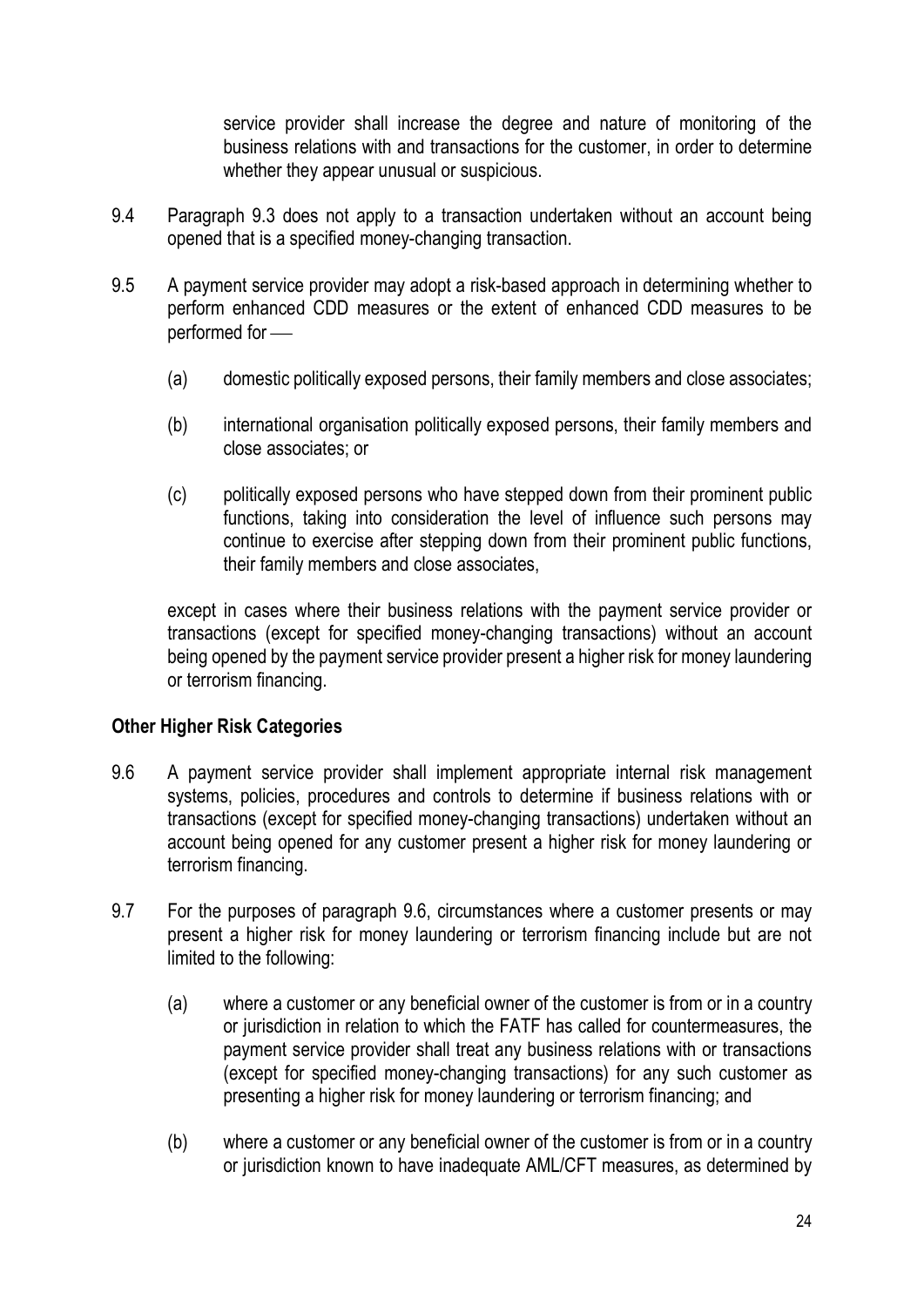service provider shall increase the degree and nature of monitoring of the business relations with and transactions for the customer, in order to determine whether they appear unusual or suspicious.

9.4 Paragraph 9.3 does not apply to a transaction undertaken without an account being opened that is a specified money-changing transaction.

9.5 A payment service provider may adopt a risk-based approach in determining whether to perform enhanced CDD measures or the extent of enhanced CDD measures to be performed for ―

(a) domestic politically exposed persons, their family members and close associates;

(b) international organisation politically exposed persons, their family members and close associates; or

(c) politically exposed persons who have stepped down from their prominent public functions, taking into consideration the level of influence such persons may continue to exercise after stepping down from their prominent public functions, their family members and close associates,

except in cases where their business relations with the payment service provider or transactions (except for specified money-changing transactions) without an account being opened by the payment service provider present a higher risk for money laundering or terrorism financing.

**Other Higher Risk Categories**

9.6 A payment service provider shall implement appropriate internal risk management systems, policies, procedures and controls to determine if business relations with or transactions (except for specified money-changing transactions) undertaken without an account being opened for any customer present a higher risk for money laundering or terrorism financing.

9.7 For the purposes of paragraph 9.6, circumstances where a customer presents or may present a higher risk for money laundering or terrorism financing include but are not limited to the following:

(a) where a customer or any beneficial owner of the customer is from or in a country or jurisdiction in relation to which the FATF has called for countermeasures, the payment service provider shall treat any business relations with or transactions (except for specified money-changing transactions) for any such customer as presenting a higher risk for money laundering or terrorism financing; and

(b) where a customer or any beneficial owner of the customer is from or in a country or jurisdiction known to have inadequate AML/CFT measures, as determined by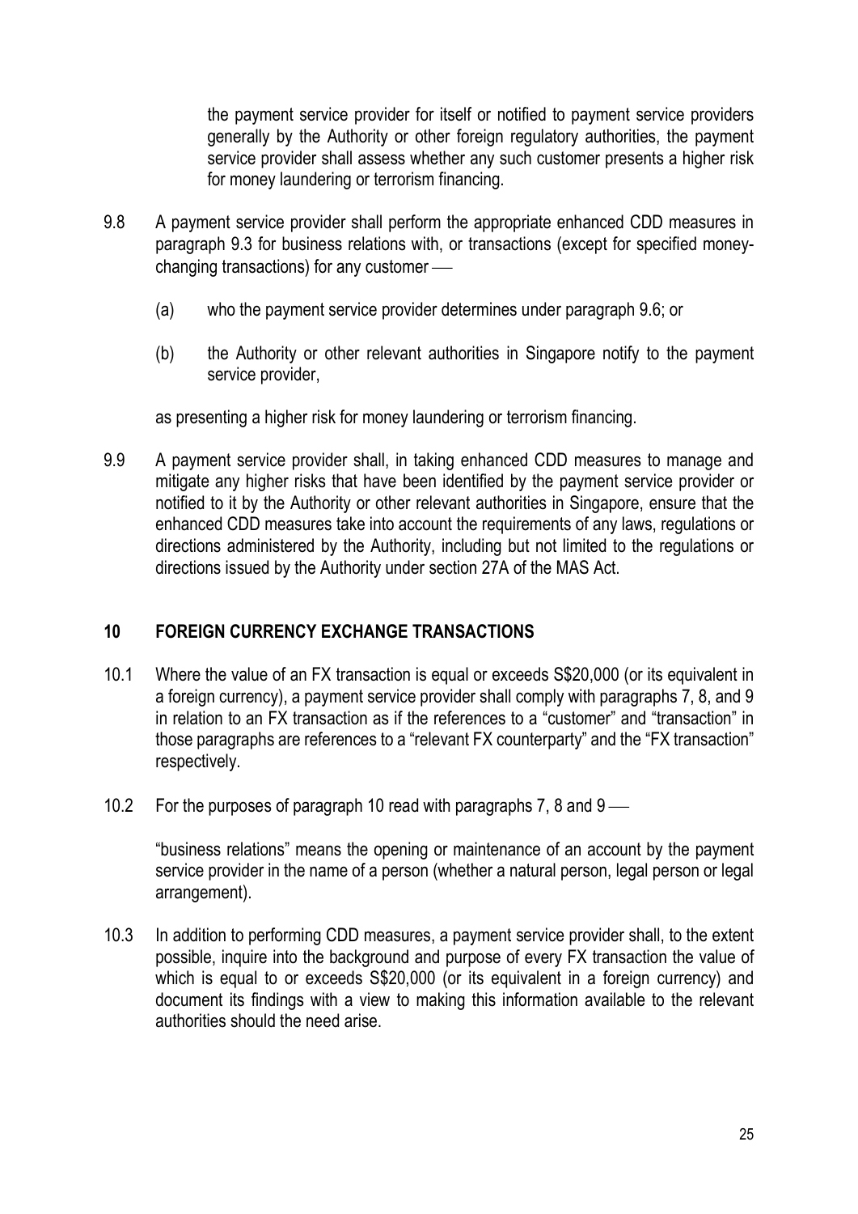the payment service provider for itself or notified to payment service providers generally by the Authority or other foreign regulatory authorities, the payment service provider shall assess whether any such customer presents a higher risk for money laundering or terrorism financing.

9.8 A payment service provider shall perform the appropriate enhanced CDD measures in paragraph 9.3 for business relations with, or transactions (except for specified money-changing transactions) for any customer —

(a) who the payment service provider determines under paragraph 9.6; or

(b) the Authority or other relevant authorities in Singapore notify to the payment service provider,

as presenting a higher risk for money laundering or terrorism financing.

9.9 A payment service provider shall, in taking enhanced CDD measures to manage and mitigate any higher risks that have been identified by the payment service provider or notified to it by the Authority or other relevant authorities in Singapore, ensure that the enhanced CDD measures take into account the requirements of any laws, regulations or directions administered by the Authority, including but not limited to the regulations or directions issued by the Authority under section 27A of the MAS Act.

## 10 FOREIGN CURRENCY EXCHANGE TRANSACTIONS

10.1 Where the value of an FX transaction is equal or exceeds S$20,000 (or its equivalent in a foreign currency), a payment service provider shall comply with paragraphs 7, 8, and 9 in relation to an FX transaction as if the references to a "customer" and "transaction" in those paragraphs are references to a "relevant FX counterparty" and the "FX transaction" respectively.

10.2 For the purposes of paragraph 10 read with paragraphs 7, 8 and 9 —

"business relations" means the opening or maintenance of an account by the payment service provider in the name of a person (whether a natural person, legal person or legal arrangement).

10.3 In addition to performing CDD measures, a payment service provider shall, to the extent possible, inquire into the background and purpose of every FX transaction the value of which is equal to or exceeds S$20,000 (or its equivalent in a foreign currency) and document its findings with a view to making this information available to the relevant authorities should the need arise.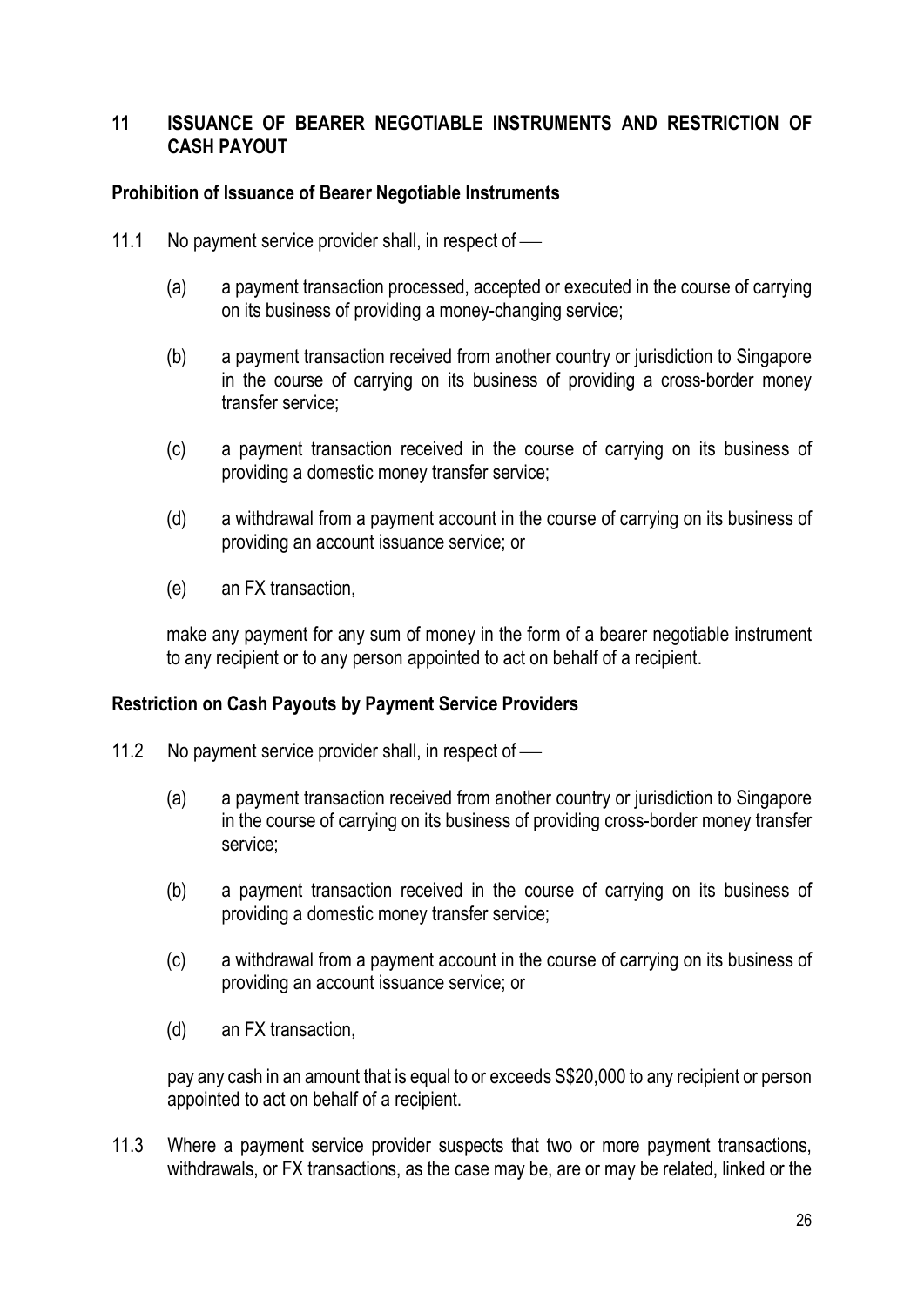## 11 ISSUANCE OF BEARER NEGOTIABLE INSTRUMENTS AND RESTRICTION OF CASH PAYOUT

### Prohibition of Issuance of Bearer Negotiable Instruments

11.1 No payment service provider shall, in respect of ⸺

(a) a payment transaction processed, accepted or executed in the course of carrying on its business of providing a money-changing service;

(b) a payment transaction received from another country or jurisdiction to Singapore in the course of carrying on its business of providing a cross-border money transfer service;

(c) a payment transaction received in the course of carrying on its business of providing a domestic money transfer service;

(d) a withdrawal from a payment account in the course of carrying on its business of providing an account issuance service; or

(e) an FX transaction,

make any payment for any sum of money in the form of a bearer negotiable instrument to any recipient or to any person appointed to act on behalf of a recipient.

### Restriction on Cash Payouts by Payment Service Providers

11.2 No payment service provider shall, in respect of ⸺

(a) a payment transaction received from another country or jurisdiction to Singapore in the course of carrying on its business of providing cross-border money transfer service;

(b) a payment transaction received in the course of carrying on its business of providing a domestic money transfer service;

(c) a withdrawal from a payment account in the course of carrying on its business of providing an account issuance service; or

(d) an FX transaction,

pay any cash in an amount that is equal to or exceeds S$20,000 to any recipient or person appointed to act on behalf of a recipient.

11.3 Where a payment service provider suspects that two or more payment transactions, withdrawals, or FX transactions, as the case may be, are or may be related, linked or the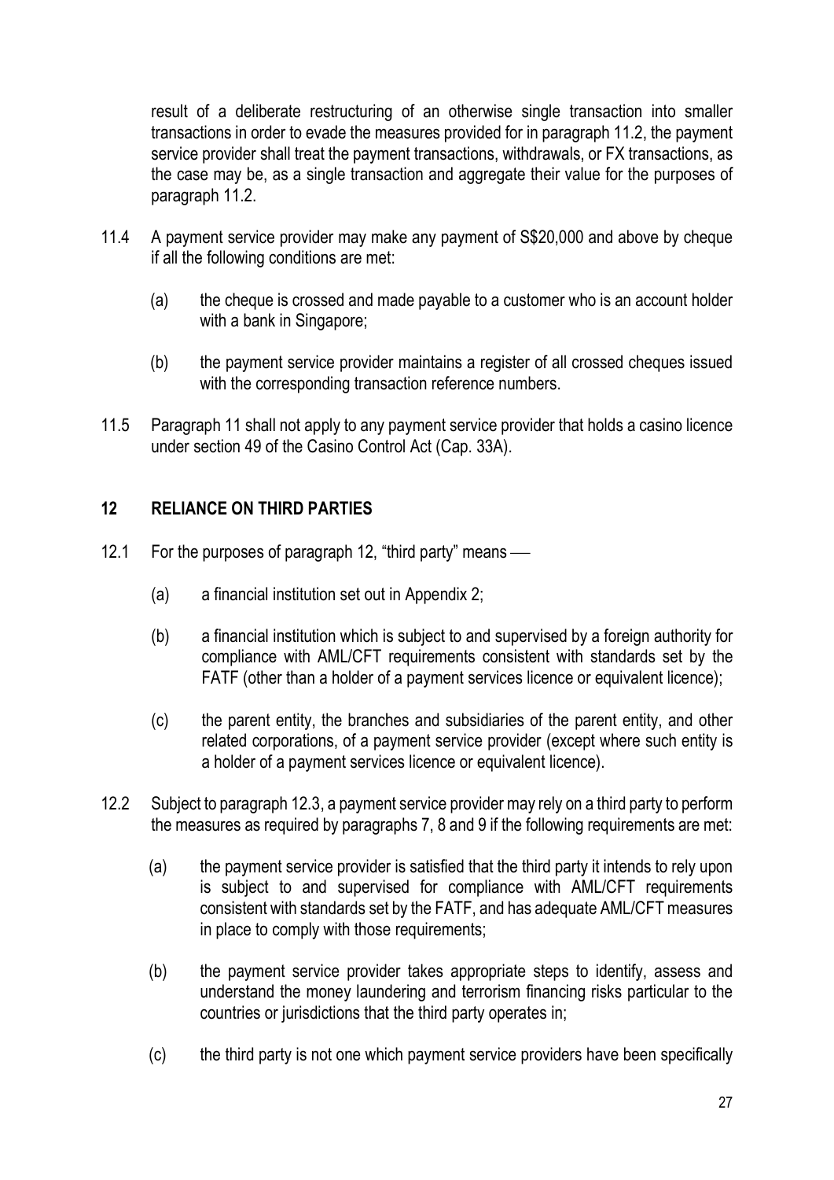result of a deliberate restructuring of an otherwise single transaction into smaller transactions in order to evade the measures provided for in paragraph 11.2, the payment service provider shall treat the payment transactions, withdrawals, or FX transactions, as the case may be, as a single transaction and aggregate their value for the purposes of paragraph 11.2.

11.4 A payment service provider may make any payment of S$20,000 and above by cheque if all the following conditions are met:

(a) the cheque is crossed and made payable to a customer who is an account holder with a bank in Singapore;

(b) the payment service provider maintains a register of all crossed cheques issued with the corresponding transaction reference numbers.

11.5 Paragraph 11 shall not apply to any payment service provider that holds a casino licence under section 49 of the Casino Control Act (Cap. 33A).

## 12 RELIANCE ON THIRD PARTIES

12.1 For the purposes of paragraph 12, "third party" means —

(a) a financial institution set out in Appendix 2;

(b) a financial institution which is subject to and supervised by a foreign authority for compliance with AML/CFT requirements consistent with standards set by the FATF (other than a holder of a payment services licence or equivalent licence);

(c) the parent entity, the branches and subsidiaries of the parent entity, and other related corporations, of a payment service provider (except where such entity is a holder of a payment services licence or equivalent licence).

12.2 Subject to paragraph 12.3, a payment service provider may rely on a third party to perform the measures as required by paragraphs 7, 8 and 9 if the following requirements are met:

(a) the payment service provider is satisfied that the third party it intends to rely upon is subject to and supervised for compliance with AML/CFT requirements consistent with standards set by the FATF, and has adequate AML/CFT measures in place to comply with those requirements;

(b) the payment service provider takes appropriate steps to identify, assess and understand the money laundering and terrorism financing risks particular to the countries or jurisdictions that the third party operates in;

(c) the third party is not one which payment service providers have been specifically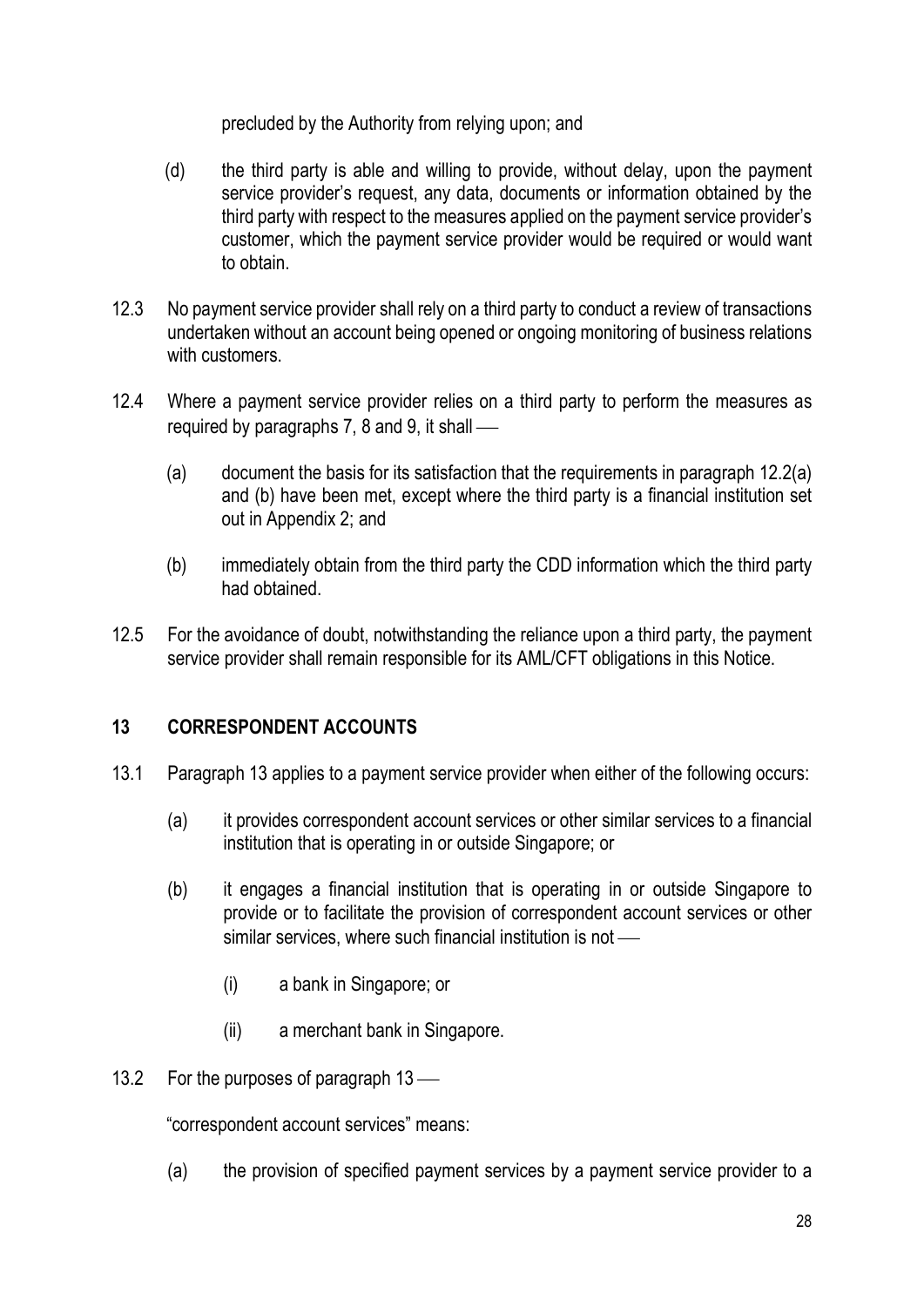precluded by the Authority from relying upon; and

(d) the third party is able and willing to provide, without delay, upon the payment service provider's request, any data, documents or information obtained by the third party with respect to the measures applied on the payment service provider's customer, which the payment service provider would be required or would want to obtain.

12.3 No payment service provider shall rely on a third party to conduct a review of transactions undertaken without an account being opened or ongoing monitoring of business relations with customers.

12.4 Where a payment service provider relies on a third party to perform the measures as required by paragraphs 7, 8 and 9, it shall —

(a) document the basis for its satisfaction that the requirements in paragraph 12.2(a) and (b) have been met, except where the third party is a financial institution set out in Appendix 2; and

(b) immediately obtain from the third party the CDD information which the third party had obtained.

12.5 For the avoidance of doubt, notwithstanding the reliance upon a third party, the payment service provider shall remain responsible for its AML/CFT obligations in this Notice.

## 13 CORRESPONDENT ACCOUNTS

13.1 Paragraph 13 applies to a payment service provider when either of the following occurs:

(a) it provides correspondent account services or other similar services to a financial institution that is operating in or outside Singapore; or

(b) it engages a financial institution that is operating in or outside Singapore to provide or to facilitate the provision of correspondent account services or other similar services, where such financial institution is not —

(i) a bank in Singapore; or

(ii) a merchant bank in Singapore.

13.2 For the purposes of paragraph 13 —

"correspondent account services" means:

(a) the provision of specified payment services by a payment service provider to a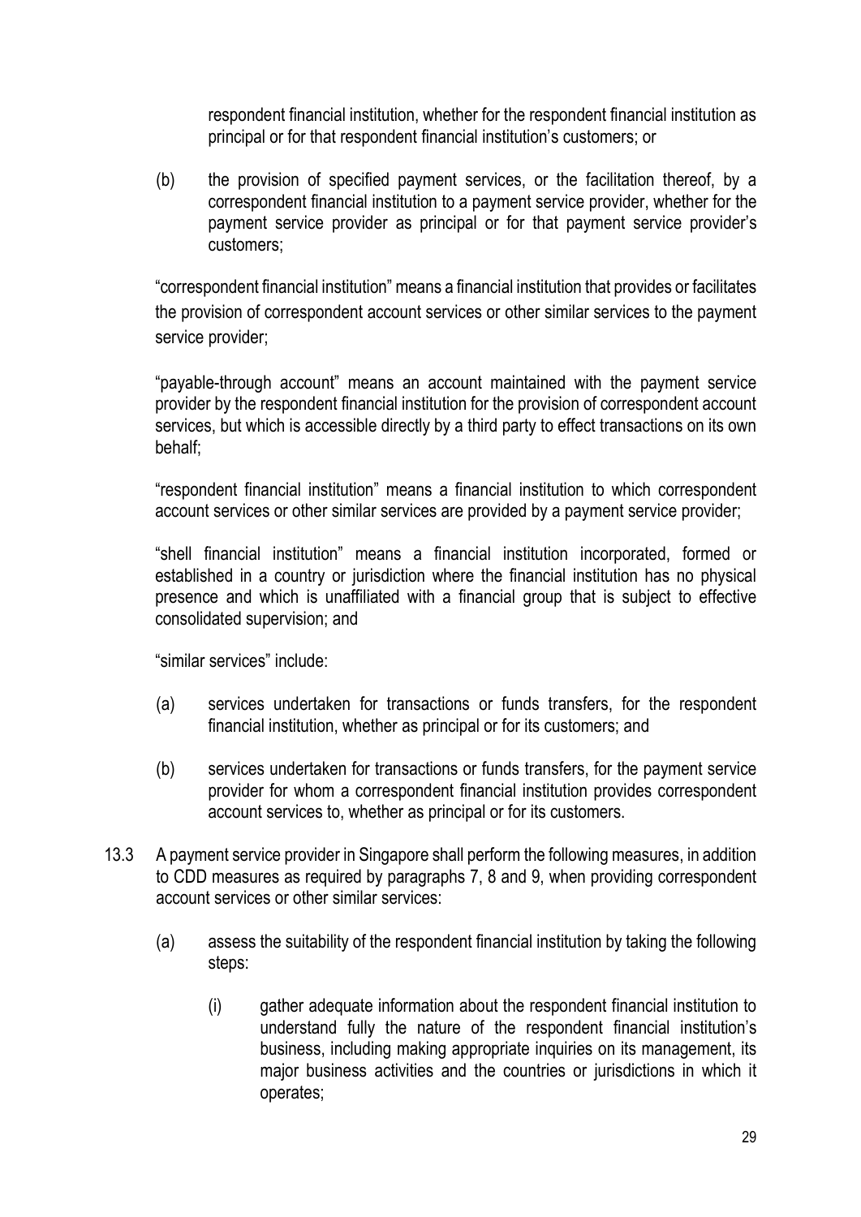respondent financial institution, whether for the respondent financial institution as principal or for that respondent financial institution's customers; or

(b) the provision of specified payment services, or the facilitation thereof, by a correspondent financial institution to a payment service provider, whether for the payment service provider as principal or for that payment service provider's customers;

"correspondent financial institution" means a financial institution that provides or facilitates the provision of correspondent account services or other similar services to the payment service provider;

"payable-through account" means an account maintained with the payment service provider by the respondent financial institution for the provision of correspondent account services, but which is accessible directly by a third party to effect transactions on its own behalf;

"respondent financial institution" means a financial institution to which correspondent account services or other similar services are provided by a payment service provider;

"shell financial institution" means a financial institution incorporated, formed or established in a country or jurisdiction where the financial institution has no physical presence and which is unaffiliated with a financial group that is subject to effective consolidated supervision; and

"similar services" include:

(a) services undertaken for transactions or funds transfers, for the respondent financial institution, whether as principal or for its customers; and

(b) services undertaken for transactions or funds transfers, for the payment service provider for whom a correspondent financial institution provides correspondent account services to, whether as principal or for its customers.

13.3 A payment service provider in Singapore shall perform the following measures, in addition to CDD measures as required by paragraphs 7, 8 and 9, when providing correspondent account services or other similar services:

(a) assess the suitability of the respondent financial institution by taking the following steps:

(i) gather adequate information about the respondent financial institution to understand fully the nature of the respondent financial institution's business, including making appropriate inquiries on its management, its major business activities and the countries or jurisdictions in which it operates;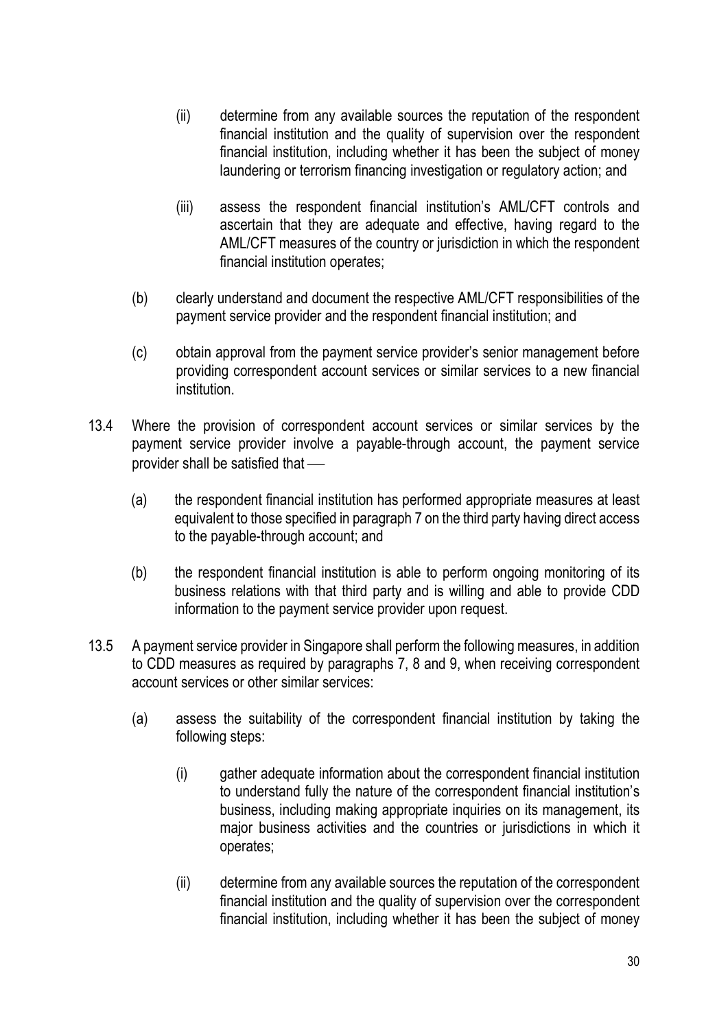(ii) determine from any available sources the reputation of the respondent financial institution and the quality of supervision over the respondent financial institution, including whether it has been the subject of money laundering or terrorism financing investigation or regulatory action; and

(iii) assess the respondent financial institution's AML/CFT controls and ascertain that they are adequate and effective, having regard to the AML/CFT measures of the country or jurisdiction in which the respondent financial institution operates;

(b) clearly understand and document the respective AML/CFT responsibilities of the payment service provider and the respondent financial institution; and

(c) obtain approval from the payment service provider's senior management before providing correspondent account services or similar services to a new financial institution.

13.4 Where the provision of correspondent account services or similar services by the payment service provider involve a payable-through account, the payment service provider shall be satisfied that —

(a) the respondent financial institution has performed appropriate measures at least equivalent to those specified in paragraph 7 on the third party having direct access to the payable-through account; and

(b) the respondent financial institution is able to perform ongoing monitoring of its business relations with that third party and is willing and able to provide CDD information to the payment service provider upon request.

13.5 A payment service provider in Singapore shall perform the following measures, in addition to CDD measures as required by paragraphs 7, 8 and 9, when receiving correspondent account services or other similar services:

(a) assess the suitability of the correspondent financial institution by taking the following steps:

(i) gather adequate information about the correspondent financial institution to understand fully the nature of the correspondent financial institution's business, including making appropriate inquiries on its management, its major business activities and the countries or jurisdictions in which it operates;

(ii) determine from any available sources the reputation of the correspondent financial institution and the quality of supervision over the correspondent financial institution, including whether it has been the subject of money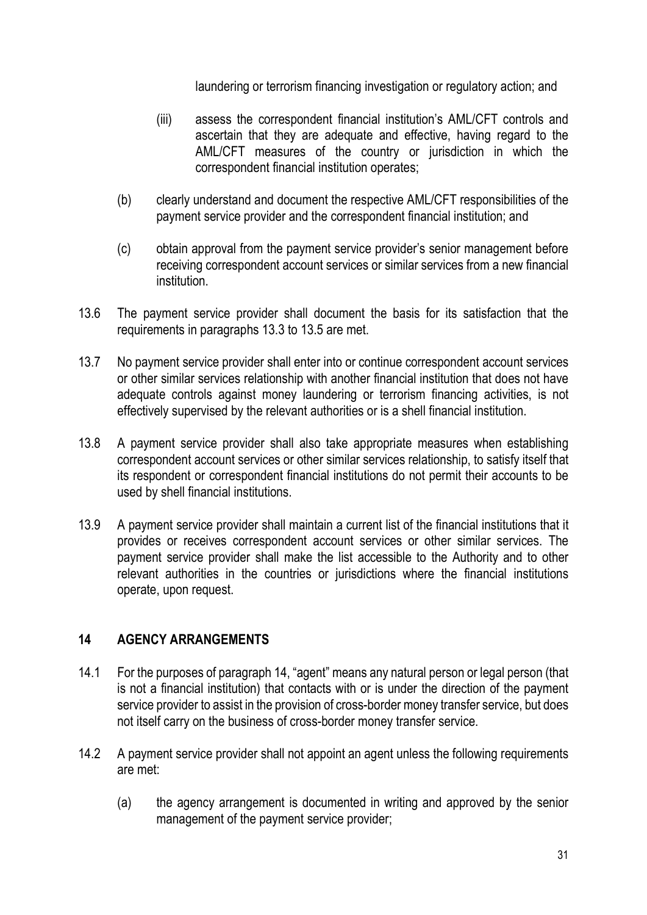laundering or terrorism financing investigation or regulatory action; and

(iii) assess the correspondent financial institution's AML/CFT controls and ascertain that they are adequate and effective, having regard to the AML/CFT measures of the country or jurisdiction in which the correspondent financial institution operates;

(b) clearly understand and document the respective AML/CFT responsibilities of the payment service provider and the correspondent financial institution; and

(c) obtain approval from the payment service provider's senior management before receiving correspondent account services or similar services from a new financial institution.

13.6 The payment service provider shall document the basis for its satisfaction that the requirements in paragraphs 13.3 to 13.5 are met.

13.7 No payment service provider shall enter into or continue correspondent account services or other similar services relationship with another financial institution that does not have adequate controls against money laundering or terrorism financing activities, is not effectively supervised by the relevant authorities or is a shell financial institution.

13.8 A payment service provider shall also take appropriate measures when establishing correspondent account services or other similar services relationship, to satisfy itself that its respondent or correspondent financial institutions do not permit their accounts to be used by shell financial institutions.

13.9 A payment service provider shall maintain a current list of the financial institutions that it provides or receives correspondent account services or other similar services. The payment service provider shall make the list accessible to the Authority and to other relevant authorities in the countries or jurisdictions where the financial institutions operate, upon request.

## 14 AGENCY ARRANGEMENTS

14.1 For the purposes of paragraph 14, "agent" means any natural person or legal person (that is not a financial institution) that contacts with or is under the direction of the payment service provider to assist in the provision of cross-border money transfer service, but does not itself carry on the business of cross-border money transfer service.

14.2 A payment service provider shall not appoint an agent unless the following requirements are met:

(a) the agency arrangement is documented in writing and approved by the senior management of the payment service provider;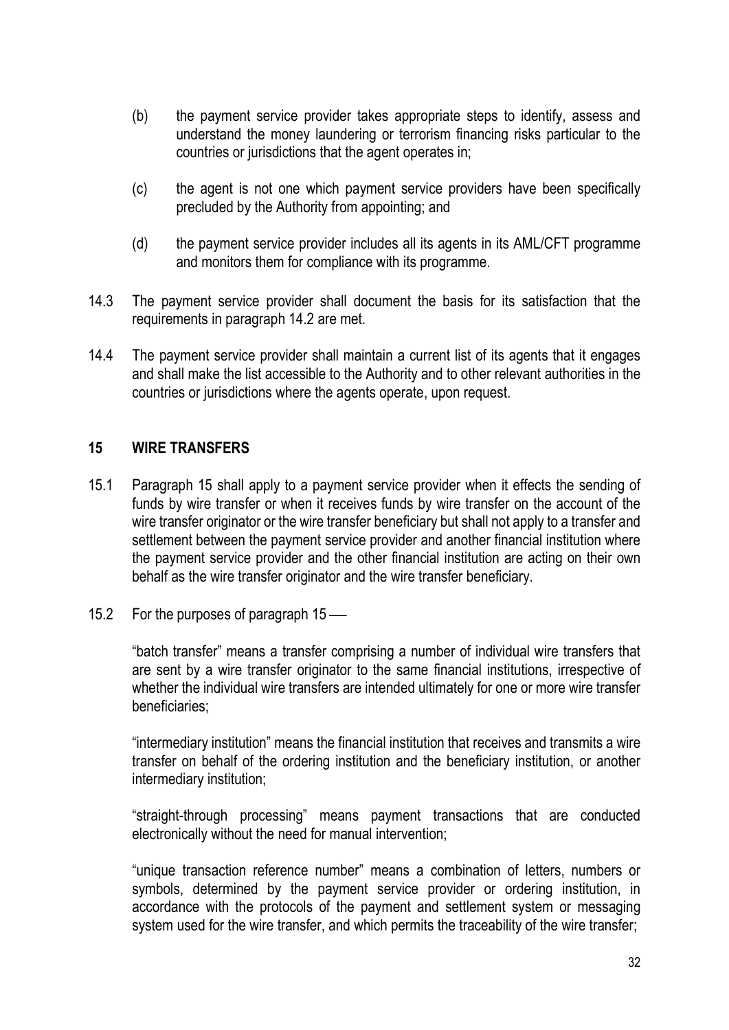(b) the payment service provider takes appropriate steps to identify, assess and understand the money laundering or terrorism financing risks particular to the countries or jurisdictions that the agent operates in;

(c) the agent is not one which payment service providers have been specifically precluded by the Authority from appointing; and

(d) the payment service provider includes all its agents in its AML/CFT programme and monitors them for compliance with its programme.

14.3 The payment service provider shall document the basis for its satisfaction that the requirements in paragraph 14.2 are met.

14.4 The payment service provider shall maintain a current list of its agents that it engages and shall make the list accessible to the Authority and to other relevant authorities in the countries or jurisdictions where the agents operate, upon request.

## 15 WIRE TRANSFERS

15.1 Paragraph 15 shall apply to a payment service provider when it effects the sending of funds by wire transfer or when it receives funds by wire transfer on the account of the wire transfer originator or the wire transfer beneficiary but shall not apply to a transfer and settlement between the payment service provider and another financial institution where the payment service provider and the other financial institution are acting on their own behalf as the wire transfer originator and the wire transfer beneficiary.

15.2 For the purposes of paragraph 15 —

"batch transfer" means a transfer comprising a number of individual wire transfers that are sent by a wire transfer originator to the same financial institutions, irrespective of whether the individual wire transfers are intended ultimately for one or more wire transfer beneficiaries;

"intermediary institution" means the financial institution that receives and transmits a wire transfer on behalf of the ordering institution and the beneficiary institution, or another intermediary institution;

"straight-through processing" means payment transactions that are conducted electronically without the need for manual intervention;

"unique transaction reference number" means a combination of letters, numbers or symbols, determined by the payment service provider or ordering institution, in accordance with the protocols of the payment and settlement system or messaging system used for the wire transfer, and which permits the traceability of the wire transfer;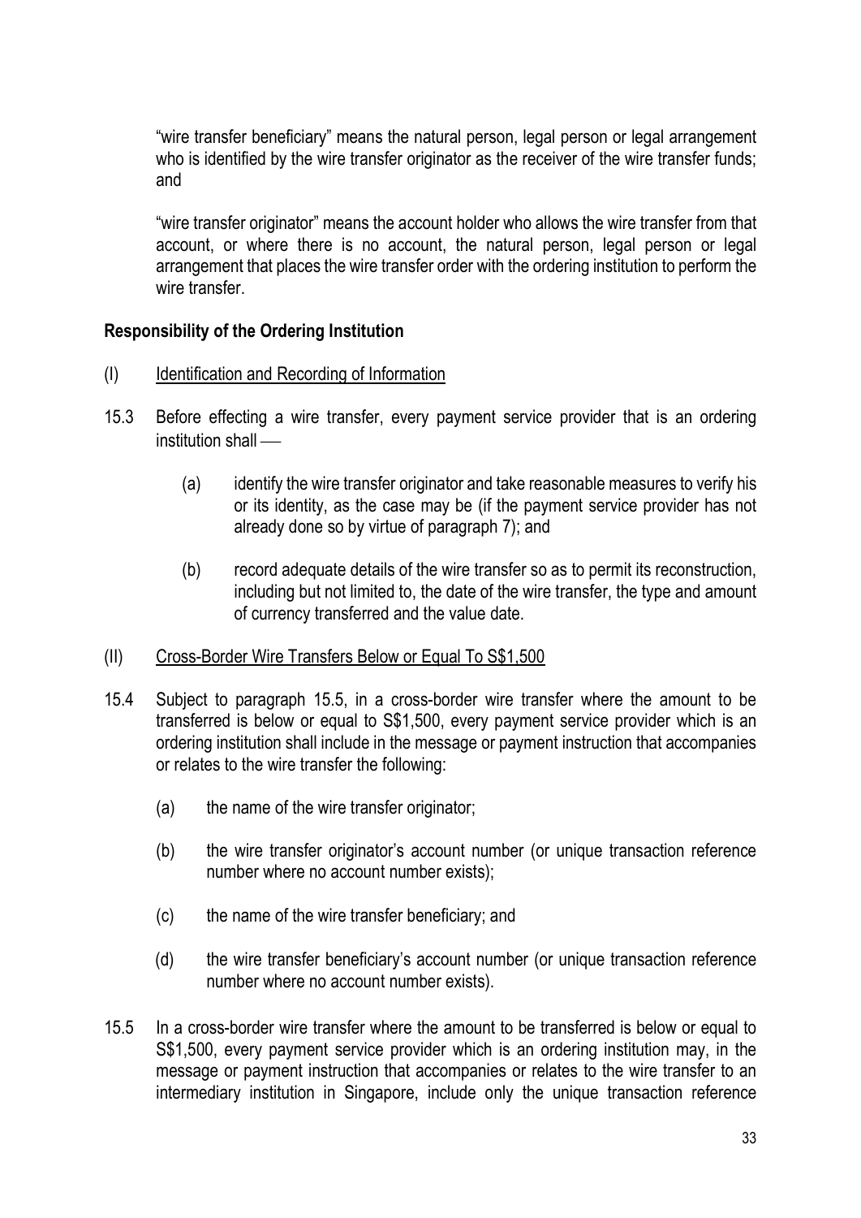"wire transfer beneficiary" means the natural person, legal person or legal arrangement who is identified by the wire transfer originator as the receiver of the wire transfer funds; and

"wire transfer originator" means the account holder who allows the wire transfer from that account, or where there is no account, the natural person, legal person or legal arrangement that places the wire transfer order with the ordering institution to perform the wire transfer.

**Responsibility of the Ordering Institution**

(I) Identification and Recording of Information

15.3 Before effecting a wire transfer, every payment service provider that is an ordering institution shall —

(a) identify the wire transfer originator and take reasonable measures to verify his or its identity, as the case may be (if the payment service provider has not already done so by virtue of paragraph 7); and

(b) record adequate details of the wire transfer so as to permit its reconstruction, including but not limited to, the date of the wire transfer, the type and amount of currency transferred and the value date.

(II) Cross-Border Wire Transfers Below or Equal To S$1,500

15.4 Subject to paragraph 15.5, in a cross-border wire transfer where the amount to be transferred is below or equal to S$1,500, every payment service provider which is an ordering institution shall include in the message or payment instruction that accompanies or relates to the wire transfer the following:

(a) the name of the wire transfer originator;

(b) the wire transfer originator's account number (or unique transaction reference number where no account number exists);

(c) the name of the wire transfer beneficiary; and

(d) the wire transfer beneficiary's account number (or unique transaction reference number where no account number exists).

15.5 In a cross-border wire transfer where the amount to be transferred is below or equal to S$1,500, every payment service provider which is an ordering institution may, in the message or payment instruction that accompanies or relates to the wire transfer to an intermediary institution in Singapore, include only the unique transaction reference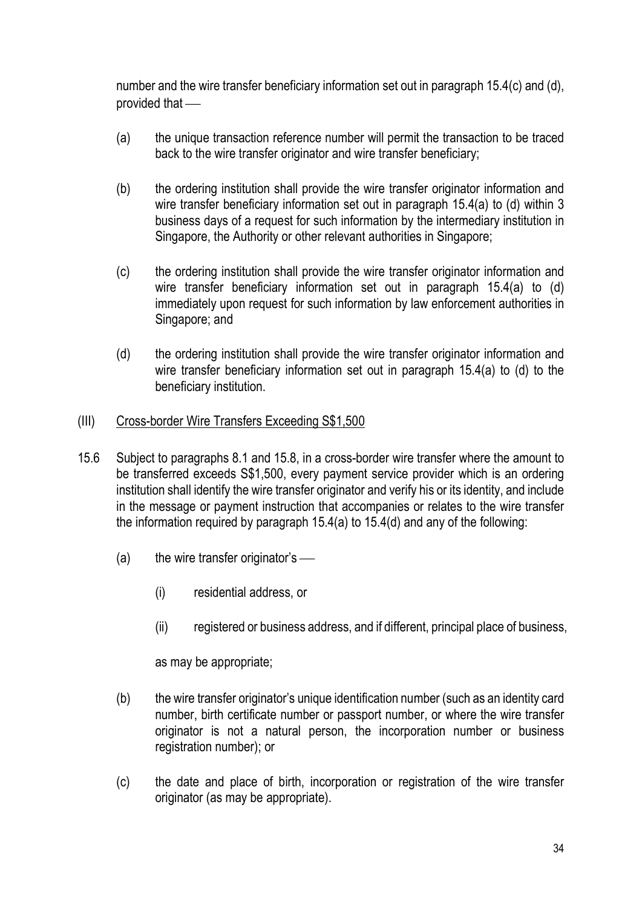number and the wire transfer beneficiary information set out in paragraph 15.4(c) and (d), provided that ––

(a) the unique transaction reference number will permit the transaction to be traced back to the wire transfer originator and wire transfer beneficiary;

(b) the ordering institution shall provide the wire transfer originator information and wire transfer beneficiary information set out in paragraph 15.4(a) to (d) within 3 business days of a request for such information by the intermediary institution in Singapore, the Authority or other relevant authorities in Singapore;

(c) the ordering institution shall provide the wire transfer originator information and wire transfer beneficiary information set out in paragraph 15.4(a) to (d) immediately upon request for such information by law enforcement authorities in Singapore; and

(d) the ordering institution shall provide the wire transfer originator information and wire transfer beneficiary information set out in paragraph 15.4(a) to (d) to the beneficiary institution.

(III) <u>Cross-border Wire Transfers Exceeding S$1,500</u>

15.6 Subject to paragraphs 8.1 and 15.8, in a cross-border wire transfer where the amount to be transferred exceeds S$1,500, every payment service provider which is an ordering institution shall identify the wire transfer originator and verify his or its identity, and include in the message or payment instruction that accompanies or relates to the wire transfer the information required by paragraph 15.4(a) to 15.4(d) and any of the following:

(a) the wire transfer originator's ––

   (i) residential address, or

   (ii) registered or business address, and if different, principal place of business,

   as may be appropriate;

(b) the wire transfer originator's unique identification number (such as an identity card number, birth certificate number or passport number, or where the wire transfer originator is not a natural person, the incorporation number or business registration number); or

(c) the date and place of birth, incorporation or registration of the wire transfer originator (as may be appropriate).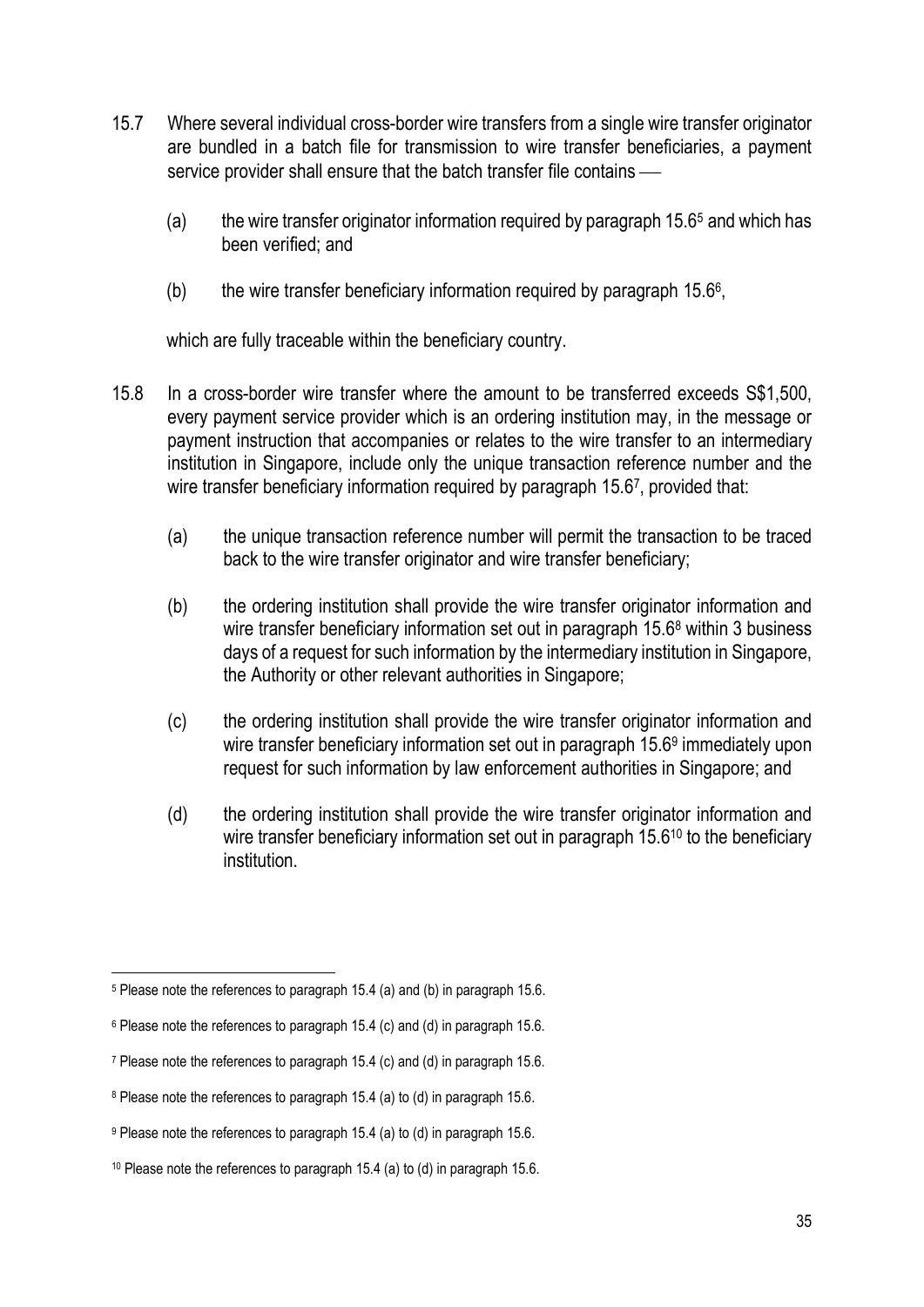15.7 Where several individual cross-border wire transfers from a single wire transfer originator are bundled in a batch file for transmission to wire transfer beneficiaries, a payment service provider shall ensure that the batch transfer file contains —

(a) the wire transfer originator information required by paragraph 15.6[5] and which has been verified; and

(b) the wire transfer beneficiary information required by paragraph 15.6[6],

which are fully traceable within the beneficiary country.

15.8 In a cross-border wire transfer where the amount to be transferred exceeds S$1,500, every payment service provider which is an ordering institution may, in the message or payment instruction that accompanies or relates to the wire transfer to an intermediary institution in Singapore, include only the unique transaction reference number and the wire transfer beneficiary information required by paragraph 15.6[7], provided that:

(a) the unique transaction reference number will permit the transaction to be traced back to the wire transfer originator and wire transfer beneficiary;

(b) the ordering institution shall provide the wire transfer originator information and wire transfer beneficiary information set out in paragraph 15.6[8] within 3 business days of a request for such information by the intermediary institution in Singapore, the Authority or other relevant authorities in Singapore;

(c) the ordering institution shall provide the wire transfer originator information and wire transfer beneficiary information set out in paragraph 15.6[9] immediately upon request for such information by law enforcement authorities in Singapore; and

(d) the ordering institution shall provide the wire transfer originator information and wire transfer beneficiary information set out in paragraph 15.6[10] to the beneficiary institution.

---

[5] Please note the references to paragraph 15.4 (a) and (b) in paragraph 15.6.

[6] Please note the references to paragraph 15.4 (c) and (d) in paragraph 15.6.

[7] Please note the references to paragraph 15.4 (c) and (d) in paragraph 15.6.

[8] Please note the references to paragraph 15.4 (a) to (d) in paragraph 15.6.

[9] Please note the references to paragraph 15.4 (a) to (d) in paragraph 15.6.

[10] Please note the references to paragraph 15.4 (a) to (d) in paragraph 15.6.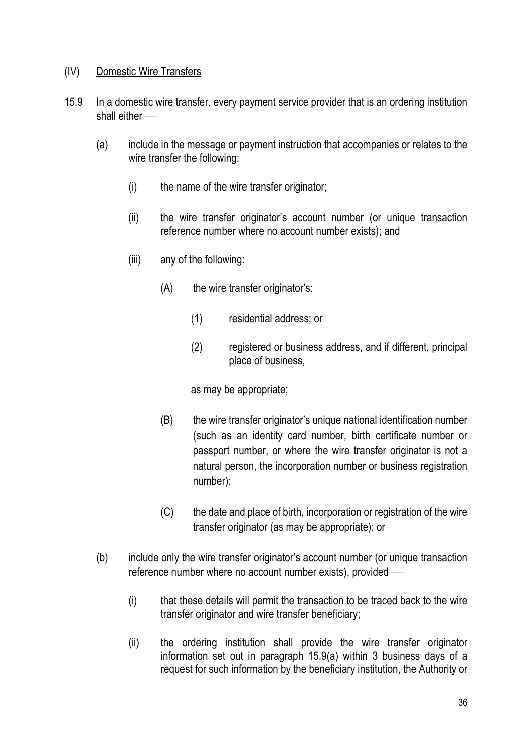(IV) <u>Domestic Wire Transfers</u>

15.9 In a domestic wire transfer, every payment service provider that is an ordering institution shall either —

(a) include in the message or payment instruction that accompanies or relates to the wire transfer the following:

(i) the name of the wire transfer originator;

(ii) the wire transfer originator's account number (or unique transaction reference number where no account number exists); and

(iii) any of the following:

(A) the wire transfer originator's:

(1) residential address; or

(2) registered or business address, and if different, principal place of business,

as may be appropriate;

(B) the wire transfer originator's unique national identification number (such as an identity card number, birth certificate number or passport number, or where the wire transfer originator is not a natural person, the incorporation number or business registration number);

(C) the date and place of birth, incorporation or registration of the wire transfer originator (as may be appropriate); or

(b) include only the wire transfer originator's account number (or unique transaction reference number where no account number exists), provided —

(i) that these details will permit the transaction to be traced back to the wire transfer originator and wire transfer beneficiary;

(ii) the ordering institution shall provide the wire transfer originator information set out in paragraph 15.9(a) within 3 business days of a request for such information by the beneficiary institution, the Authority or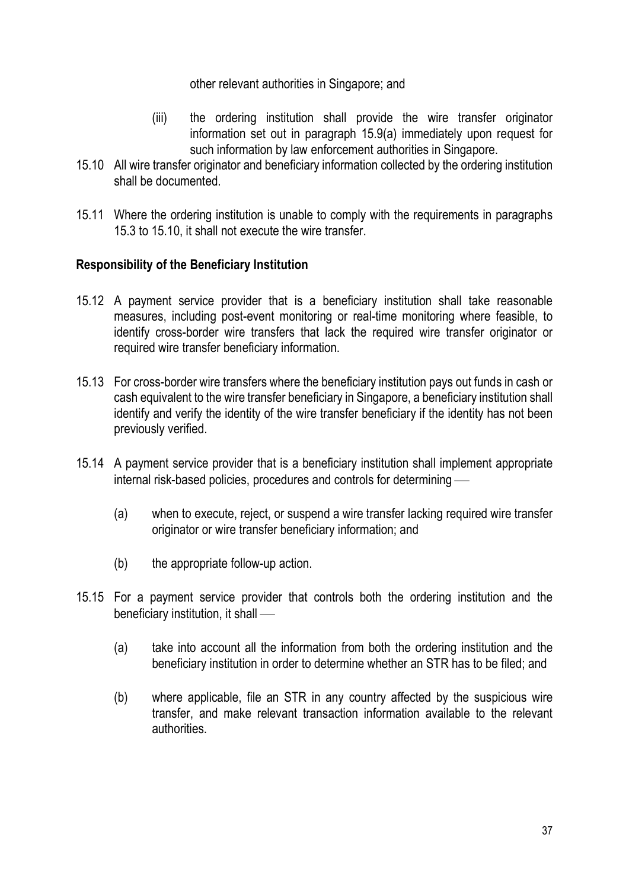other relevant authorities in Singapore; and

(iii) the ordering institution shall provide the wire transfer originator information set out in paragraph 15.9(a) immediately upon request for such information by law enforcement authorities in Singapore.

15.10 All wire transfer originator and beneficiary information collected by the ordering institution shall be documented.

15.11 Where the ordering institution is unable to comply with the requirements in paragraphs 15.3 to 15.10, it shall not execute the wire transfer.

**Responsibility of the Beneficiary Institution**

15.12 A payment service provider that is a beneficiary institution shall take reasonable measures, including post-event monitoring or real-time monitoring where feasible, to identify cross-border wire transfers that lack the required wire transfer originator or required wire transfer beneficiary information.

15.13 For cross-border wire transfers where the beneficiary institution pays out funds in cash or cash equivalent to the wire transfer beneficiary in Singapore, a beneficiary institution shall identify and verify the identity of the wire transfer beneficiary if the identity has not been previously verified.

15.14 A payment service provider that is a beneficiary institution shall implement appropriate internal risk-based policies, procedures and controls for determining ―

(a) when to execute, reject, or suspend a wire transfer lacking required wire transfer originator or wire transfer beneficiary information; and

(b) the appropriate follow-up action.

15.15 For a payment service provider that controls both the ordering institution and the beneficiary institution, it shall ―

(a) take into account all the information from both the ordering institution and the beneficiary institution in order to determine whether an STR has to be filed; and

(b) where applicable, file an STR in any country affected by the suspicious wire transfer, and make relevant transaction information available to the relevant authorities.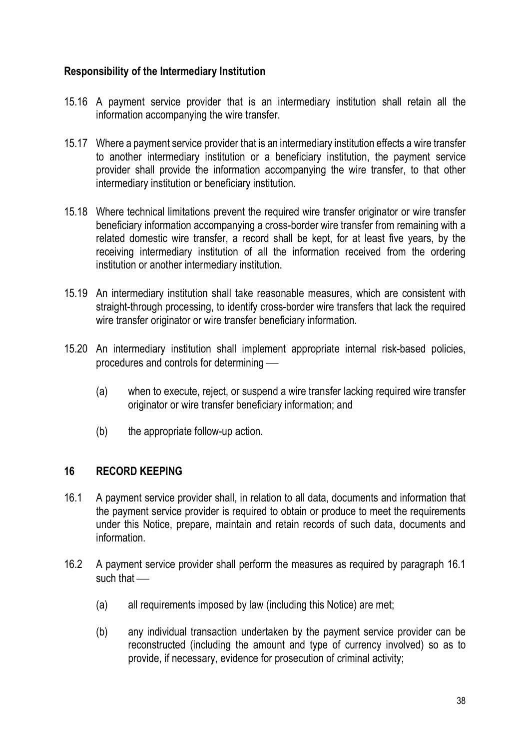**Responsibility of the Intermediary Institution**

15.16 A payment service provider that is an intermediary institution shall retain all the information accompanying the wire transfer.

15.17 Where a payment service provider that is an intermediary institution effects a wire transfer to another intermediary institution or a beneficiary institution, the payment service provider shall provide the information accompanying the wire transfer, to that other intermediary institution or beneficiary institution.

15.18 Where technical limitations prevent the required wire transfer originator or wire transfer beneficiary information accompanying a cross-border wire transfer from remaining with a related domestic wire transfer, a record shall be kept, for at least five years, by the receiving intermediary institution of all the information received from the ordering institution or another intermediary institution.

15.19 An intermediary institution shall take reasonable measures, which are consistent with straight-through processing, to identify cross-border wire transfers that lack the required wire transfer originator or wire transfer beneficiary information.

15.20 An intermediary institution shall implement appropriate internal risk-based policies, procedures and controls for determining —

(a) when to execute, reject, or suspend a wire transfer lacking required wire transfer originator or wire transfer beneficiary information; and

(b) the appropriate follow-up action.

## 16 RECORD KEEPING

16.1 A payment service provider shall, in relation to all data, documents and information that the payment service provider is required to obtain or produce to meet the requirements under this Notice, prepare, maintain and retain records of such data, documents and information.

16.2 A payment service provider shall perform the measures as required by paragraph 16.1 such that —

(a) all requirements imposed by law (including this Notice) are met;

(b) any individual transaction undertaken by the payment service provider can be reconstructed (including the amount and type of currency involved) so as to provide, if necessary, evidence for prosecution of criminal activity;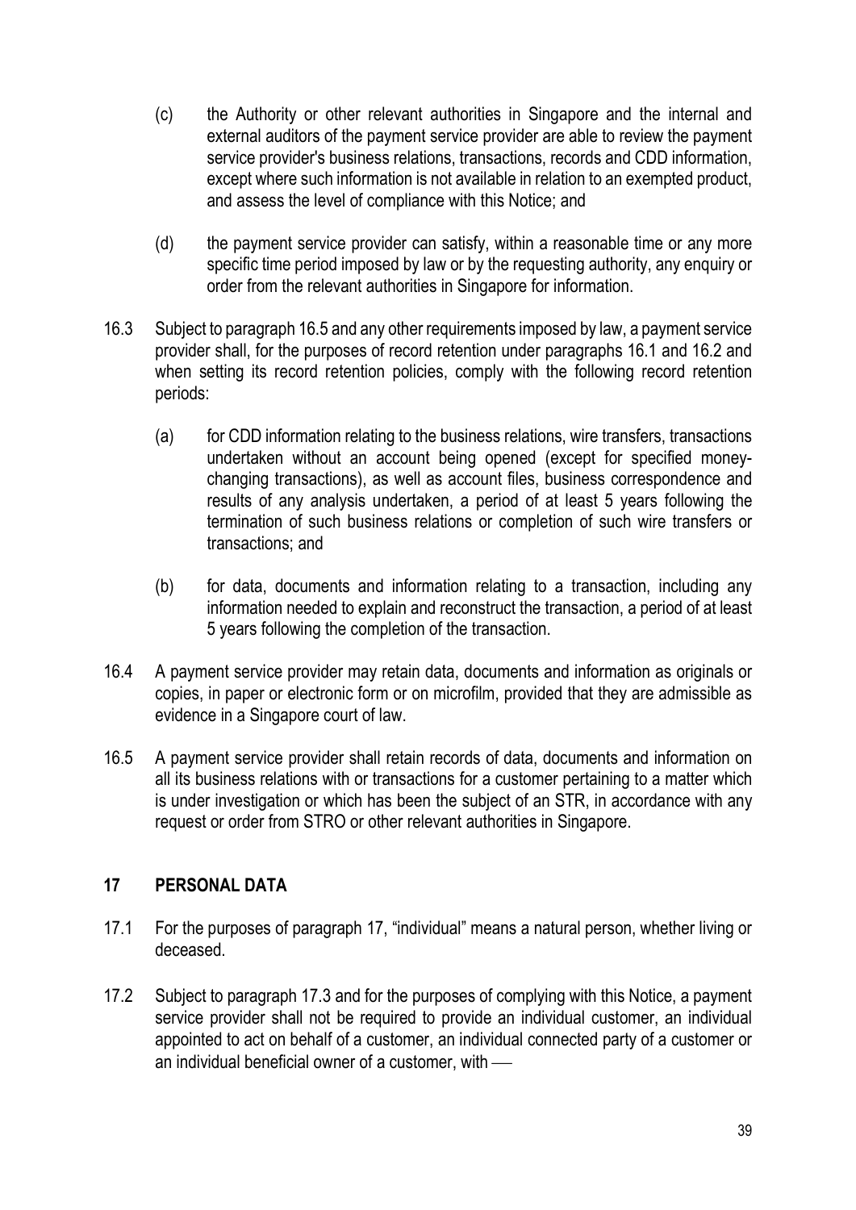(c) the Authority or other relevant authorities in Singapore and the internal and external auditors of the payment service provider are able to review the payment service provider's business relations, transactions, records and CDD information, except where such information is not available in relation to an exempted product, and assess the level of compliance with this Notice; and

(d) the payment service provider can satisfy, within a reasonable time or any more specific time period imposed by law or by the requesting authority, any enquiry or order from the relevant authorities in Singapore for information.

16.3 Subject to paragraph 16.5 and any other requirements imposed by law, a payment service provider shall, for the purposes of record retention under paragraphs 16.1 and 16.2 and when setting its record retention policies, comply with the following record retention periods:

(a) for CDD information relating to the business relations, wire transfers, transactions undertaken without an account being opened (except for specified money-changing transactions), as well as account files, business correspondence and results of any analysis undertaken, a period of at least 5 years following the termination of such business relations or completion of such wire transfers or transactions; and

(b) for data, documents and information relating to a transaction, including any information needed to explain and reconstruct the transaction, a period of at least 5 years following the completion of the transaction.

16.4 A payment service provider may retain data, documents and information as originals or copies, in paper or electronic form or on microfilm, provided that they are admissible as evidence in a Singapore court of law.

16.5 A payment service provider shall retain records of data, documents and information on all its business relations with or transactions for a customer pertaining to a matter which is under investigation or which has been the subject of an STR, in accordance with any request or order from STRO or other relevant authorities in Singapore.

## 17 PERSONAL DATA

17.1 For the purposes of paragraph 17, "individual" means a natural person, whether living or deceased.

17.2 Subject to paragraph 17.3 and for the purposes of complying with this Notice, a payment service provider shall not be required to provide an individual customer, an individual appointed to act on behalf of a customer, an individual connected party of a customer or an individual beneficial owner of a customer, with —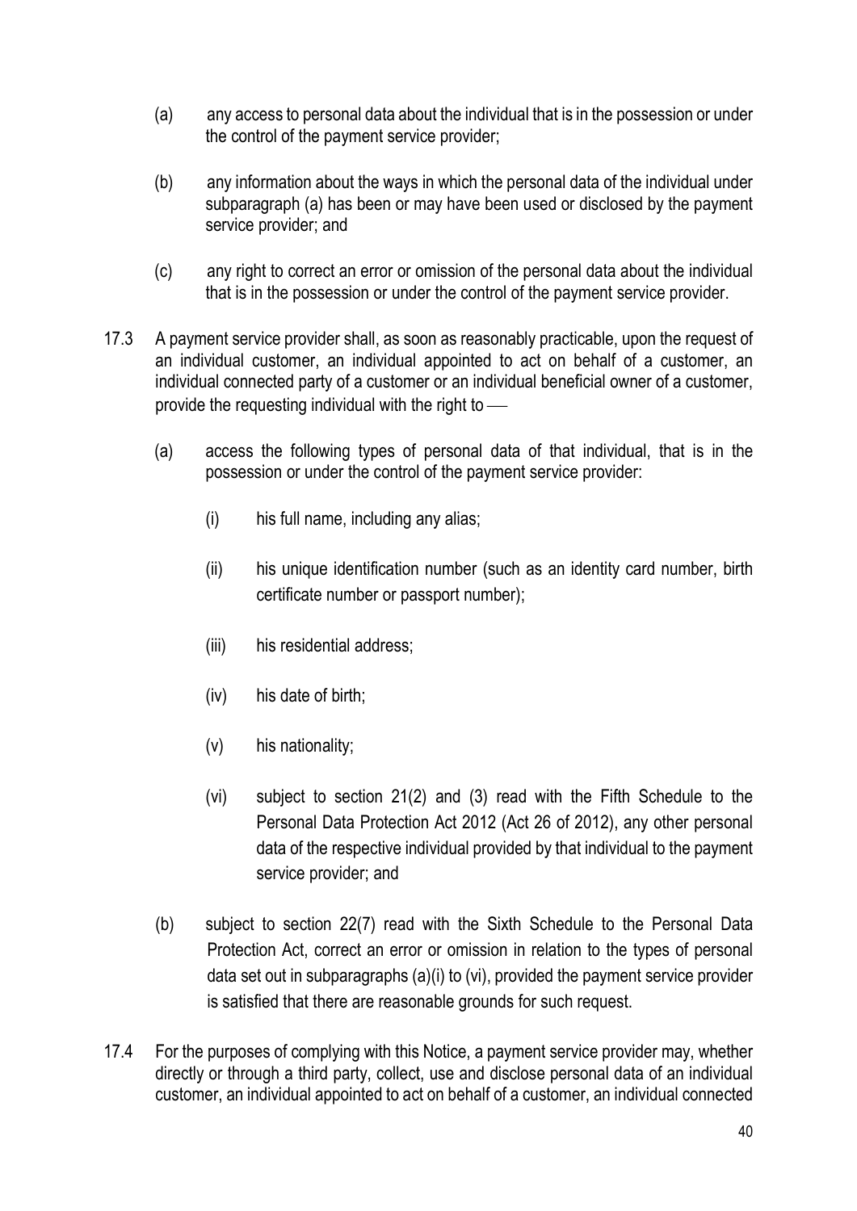(a) any access to personal data about the individual that is in the possession or under the control of the payment service provider;

(b) any information about the ways in which the personal data of the individual under subparagraph (a) has been or may have been used or disclosed by the payment service provider; and

(c) any right to correct an error or omission of the personal data about the individual that is in the possession or under the control of the payment service provider.

17.3 A payment service provider shall, as soon as reasonably practicable, upon the request of an individual customer, an individual appointed to act on behalf of a customer, an individual connected party of a customer or an individual beneficial owner of a customer, provide the requesting individual with the right to ⎯

(a) access the following types of personal data of that individual, that is in the possession or under the control of the payment service provider:

(i) his full name, including any alias;

(ii) his unique identification number (such as an identity card number, birth certificate number or passport number);

(iii) his residential address;

(iv) his date of birth;

(v) his nationality;

(vi) subject to section 21(2) and (3) read with the Fifth Schedule to the Personal Data Protection Act 2012 (Act 26 of 2012), any other personal data of the respective individual provided by that individual to the payment service provider; and

(b) subject to section 22(7) read with the Sixth Schedule to the Personal Data Protection Act, correct an error or omission in relation to the types of personal data set out in subparagraphs (a)(i) to (vi), provided the payment service provider is satisfied that there are reasonable grounds for such request.

17.4 For the purposes of complying with this Notice, a payment service provider may, whether directly or through a third party, collect, use and disclose personal data of an individual customer, an individual appointed to act on behalf of a customer, an individual connected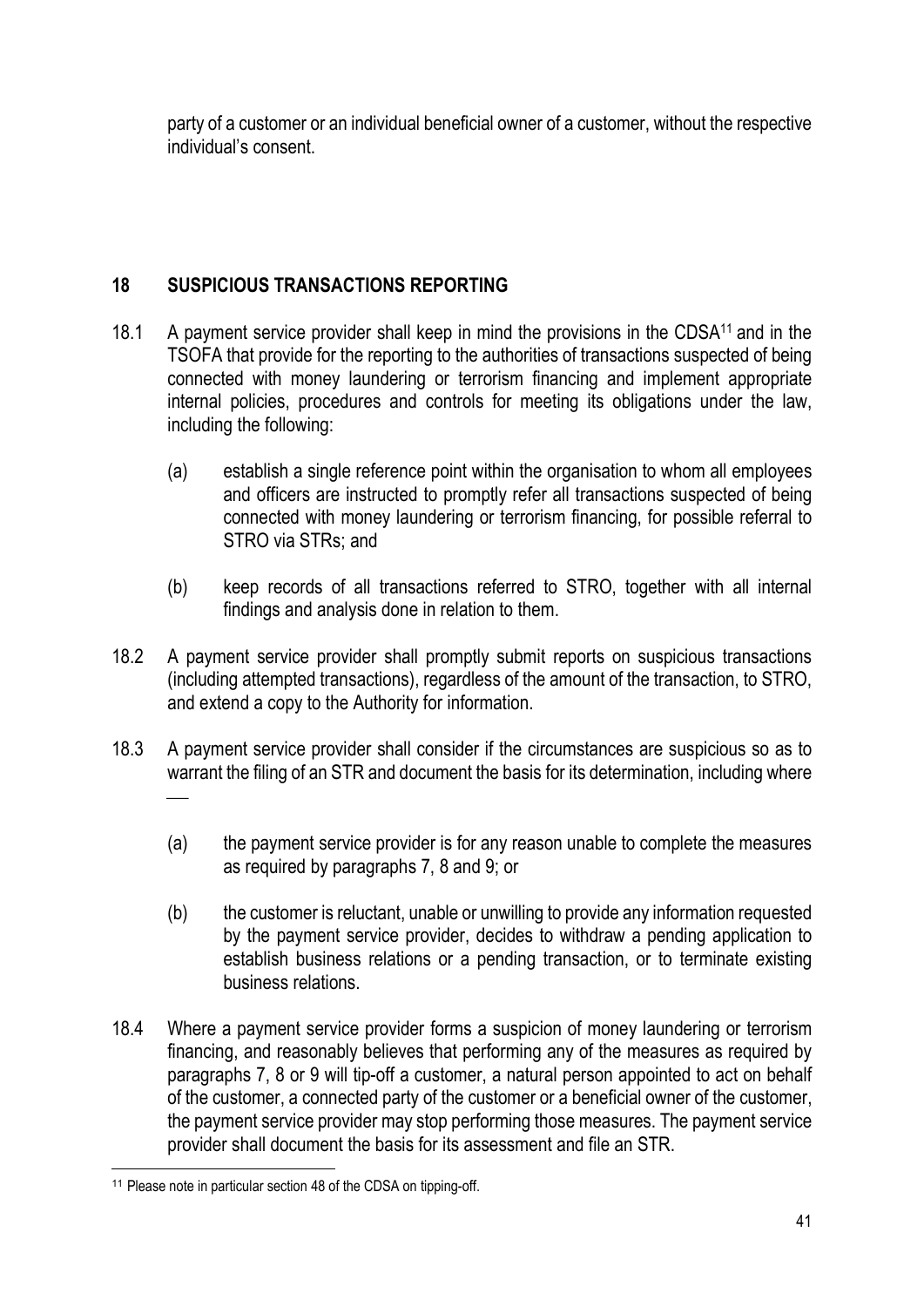party of a customer or an individual beneficial owner of a customer, without the respective individual's consent.

## 18 SUSPICIOUS TRANSACTIONS REPORTING

18.1 A payment service provider shall keep in mind the provisions in the CDSA[11] and in the TSOFA that provide for the reporting to the authorities of transactions suspected of being connected with money laundering or terrorism financing and implement appropriate internal policies, procedures and controls for meeting its obligations under the law, including the following:

(a) establish a single reference point within the organisation to whom all employees and officers are instructed to promptly refer all transactions suspected of being connected with money laundering or terrorism financing, for possible referral to STRO via STRs; and

(b) keep records of all transactions referred to STRO, together with all internal findings and analysis done in relation to them.

18.2 A payment service provider shall promptly submit reports on suspicious transactions (including attempted transactions), regardless of the amount of the transaction, to STRO, and extend a copy to the Authority for information.

18.3 A payment service provider shall consider if the circumstances are suspicious so as to warrant the filing of an STR and document the basis for its determination, including where —

(a) the payment service provider is for any reason unable to complete the measures as required by paragraphs 7, 8 and 9; or

(b) the customer is reluctant, unable or unwilling to provide any information requested by the payment service provider, decides to withdraw a pending application to establish business relations or a pending transaction, or to terminate existing business relations.

18.4 Where a payment service provider forms a suspicion of money laundering or terrorism financing, and reasonably believes that performing any of the measures as required by paragraphs 7, 8 or 9 will tip-off a customer, a natural person appointed to act on behalf of the customer, a connected party of the customer or a beneficial owner of the customer, the payment service provider may stop performing those measures. The payment service provider shall document the basis for its assessment and file an STR.

[11] Please note in particular section 48 of the CDSA on tipping-off.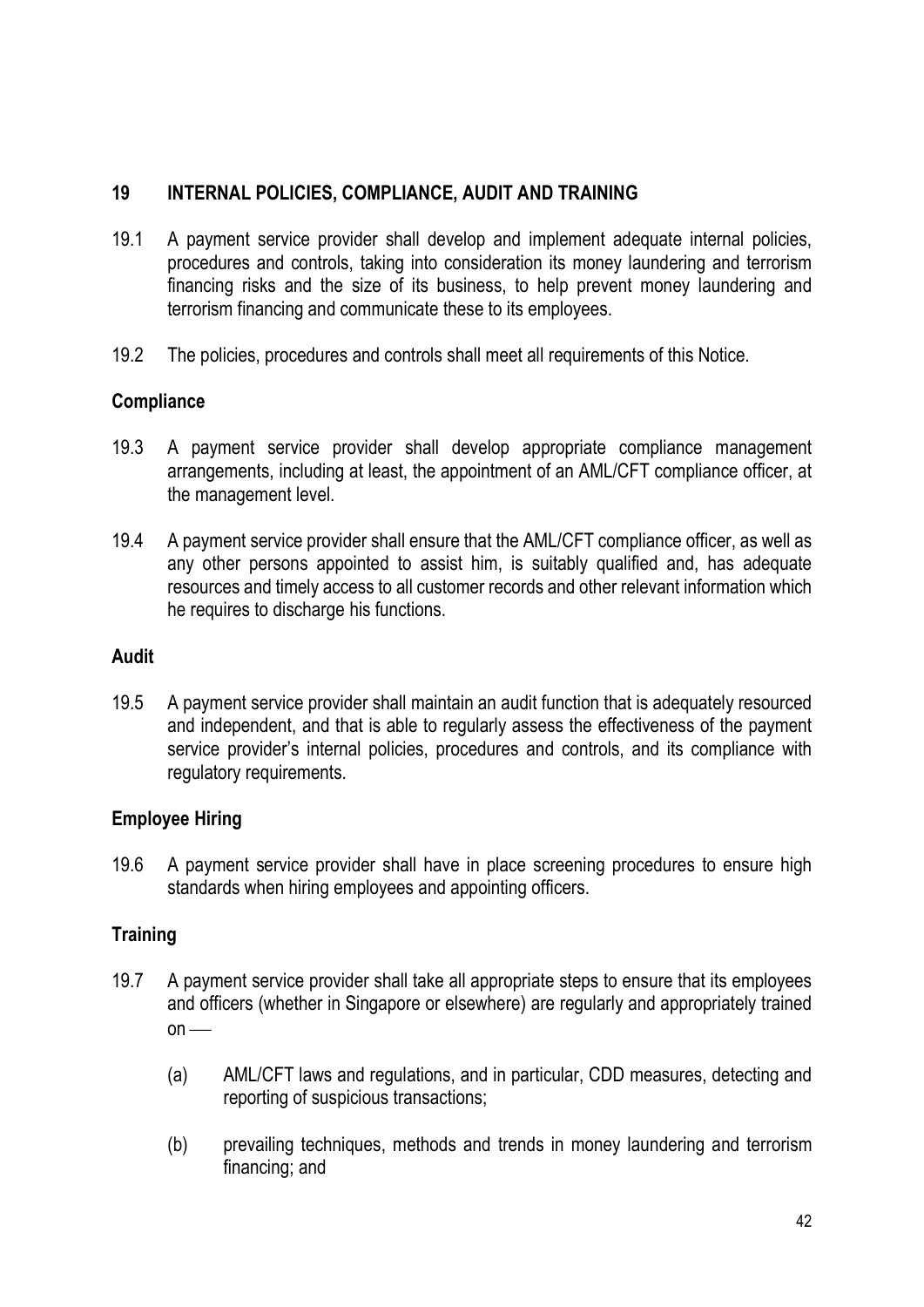## 19 INTERNAL POLICIES, COMPLIANCE, AUDIT AND TRAINING

19.1 A payment service provider shall develop and implement adequate internal policies, procedures and controls, taking into consideration its money laundering and terrorism financing risks and the size of its business, to help prevent money laundering and terrorism financing and communicate these to its employees.

19.2 The policies, procedures and controls shall meet all requirements of this Notice.

### Compliance

19.3 A payment service provider shall develop appropriate compliance management arrangements, including at least, the appointment of an AML/CFT compliance officer, at the management level.

19.4 A payment service provider shall ensure that the AML/CFT compliance officer, as well as any other persons appointed to assist him, is suitably qualified and, has adequate resources and timely access to all customer records and other relevant information which he requires to discharge his functions.

### Audit

19.5 A payment service provider shall maintain an audit function that is adequately resourced and independent, and that is able to regularly assess the effectiveness of the payment service provider's internal policies, procedures and controls, and its compliance with regulatory requirements.

### Employee Hiring

19.6 A payment service provider shall have in place screening procedures to ensure high standards when hiring employees and appointing officers.

### Training

19.7 A payment service provider shall take all appropriate steps to ensure that its employees and officers (whether in Singapore or elsewhere) are regularly and appropriately trained on —

(a) AML/CFT laws and regulations, and in particular, CDD measures, detecting and reporting of suspicious transactions;

(b) prevailing techniques, methods and trends in money laundering and terrorism financing; and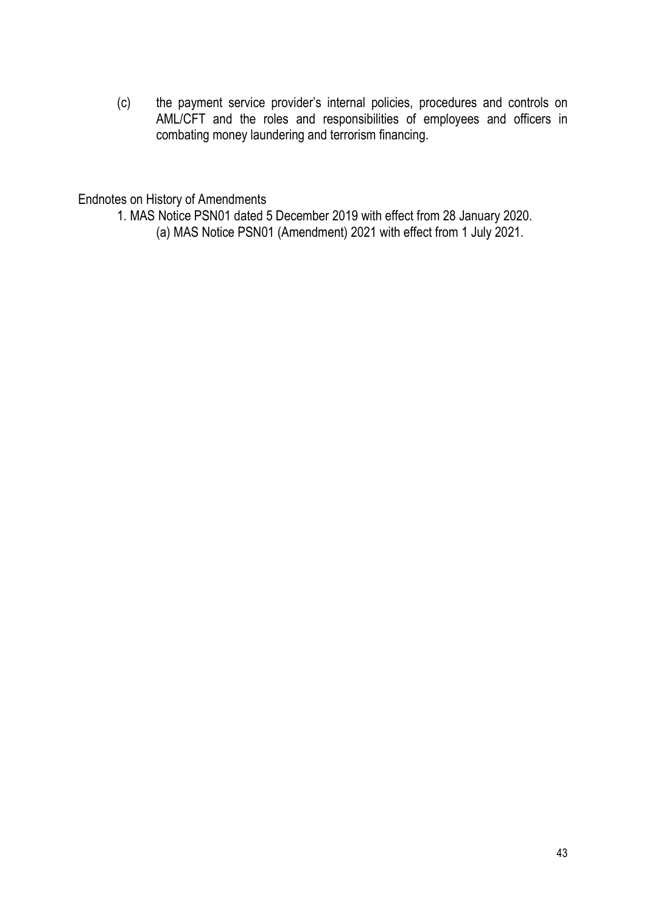(c) the payment service provider's internal policies, procedures and controls on AML/CFT and the roles and responsibilities of employees and officers in combating money laundering and terrorism financing.

Endnotes on History of Amendments

1. MAS Notice PSN01 dated 5 December 2019 with effect from 28 January 2020.
    (a) MAS Notice PSN01 (Amendment) 2021 with effect from 1 July 2021.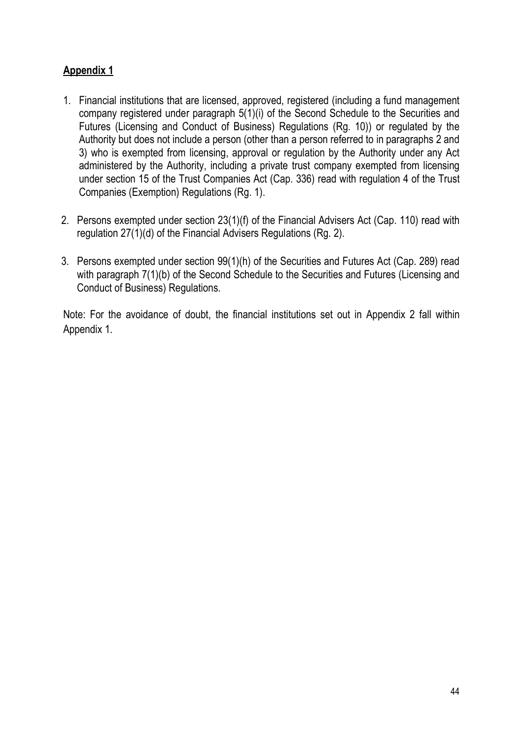## **Appendix 1**

1. Financial institutions that are licensed, approved, registered (including a fund management company registered under paragraph 5(1)(i) of the Second Schedule to the Securities and Futures (Licensing and Conduct of Business) Regulations (Rg. 10)) or regulated by the Authority but does not include a person (other than a person referred to in paragraphs 2 and 3) who is exempted from licensing, approval or regulation by the Authority under any Act administered by the Authority, including a private trust company exempted from licensing under section 15 of the Trust Companies Act (Cap. 336) read with regulation 4 of the Trust Companies (Exemption) Regulations (Rg. 1).

2. Persons exempted under section 23(1)(f) of the Financial Advisers Act (Cap. 110) read with regulation 27(1)(d) of the Financial Advisers Regulations (Rg. 2).

3. Persons exempted under section 99(1)(h) of the Securities and Futures Act (Cap. 289) read with paragraph 7(1)(b) of the Second Schedule to the Securities and Futures (Licensing and Conduct of Business) Regulations.

Note: For the avoidance of doubt, the financial institutions set out in Appendix 2 fall within Appendix 1.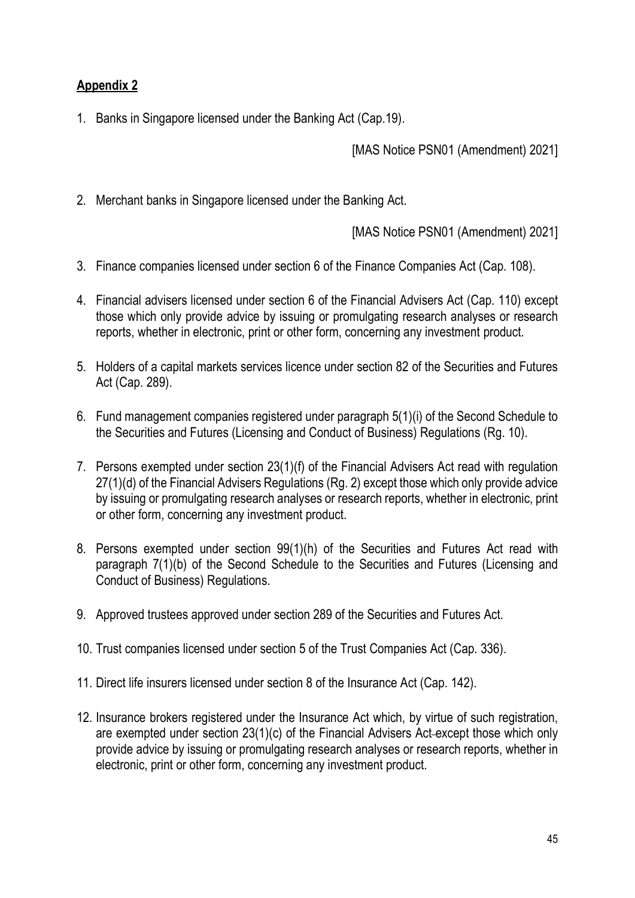## **Appendix 2**

1. Banks in Singapore licensed under the Banking Act (Cap.19).

   [MAS Notice PSN01 (Amendment) 2021]

2. Merchant banks in Singapore licensed under the Banking Act.

   [MAS Notice PSN01 (Amendment) 2021]

3. Finance companies licensed under section 6 of the Finance Companies Act (Cap. 108).

4. Financial advisers licensed under section 6 of the Financial Advisers Act (Cap. 110) except those which only provide advice by issuing or promulgating research analyses or research reports, whether in electronic, print or other form, concerning any investment product.

5. Holders of a capital markets services licence under section 82 of the Securities and Futures Act (Cap. 289).

6. Fund management companies registered under paragraph 5(1)(i) of the Second Schedule to the Securities and Futures (Licensing and Conduct of Business) Regulations (Rg. 10).

7. Persons exempted under section 23(1)(f) of the Financial Advisers Act read with regulation 27(1)(d) of the Financial Advisers Regulations (Rg. 2) except those which only provide advice by issuing or promulgating research analyses or research reports, whether in electronic, print or other form, concerning any investment product.

8. Persons exempted under section 99(1)(h) of the Securities and Futures Act read with paragraph 7(1)(b) of the Second Schedule to the Securities and Futures (Licensing and Conduct of Business) Regulations.

9. Approved trustees approved under section 289 of the Securities and Futures Act.

10. Trust companies licensed under section 5 of the Trust Companies Act (Cap. 336).

11. Direct life insurers licensed under section 8 of the Insurance Act (Cap. 142).

12. Insurance brokers registered under the Insurance Act which, by virtue of such registration, are exempted under section 23(1)(c) of the Financial Advisers Act except those which only provide advice by issuing or promulgating research analyses or research reports, whether in electronic, print or other form, concerning any investment product.